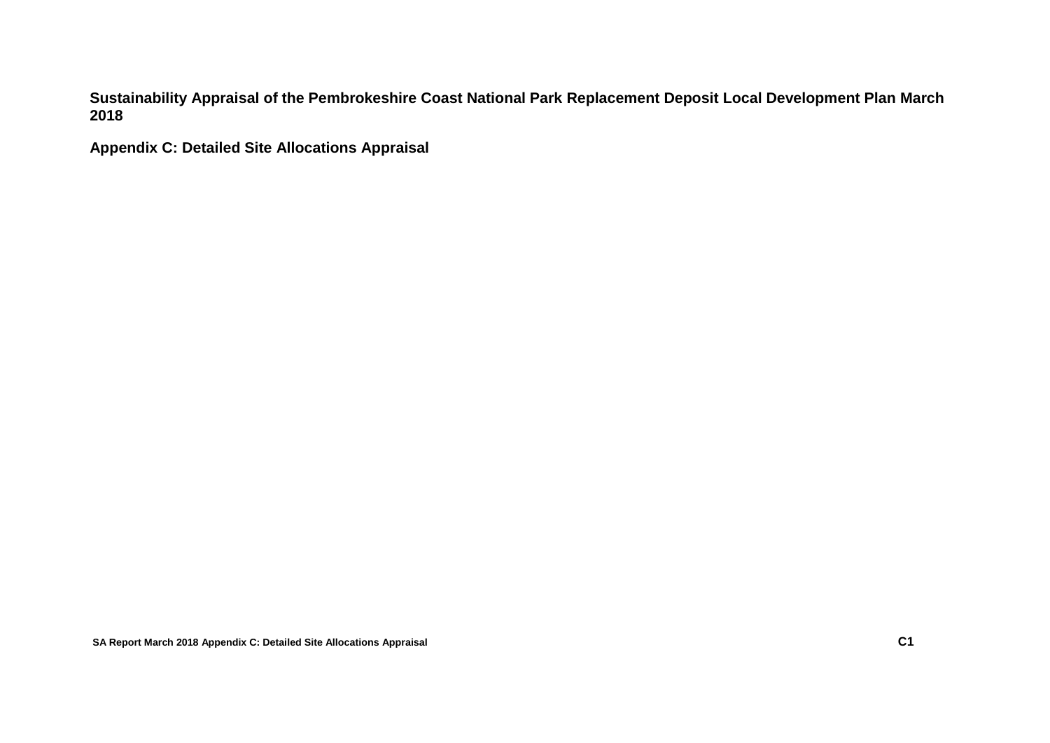**Sustainability Appraisal of the Pembrokeshire Coast National Park Replacement Deposit Local Development Plan March 2018**

**Appendix C: Detailed Site Allocations Appraisal**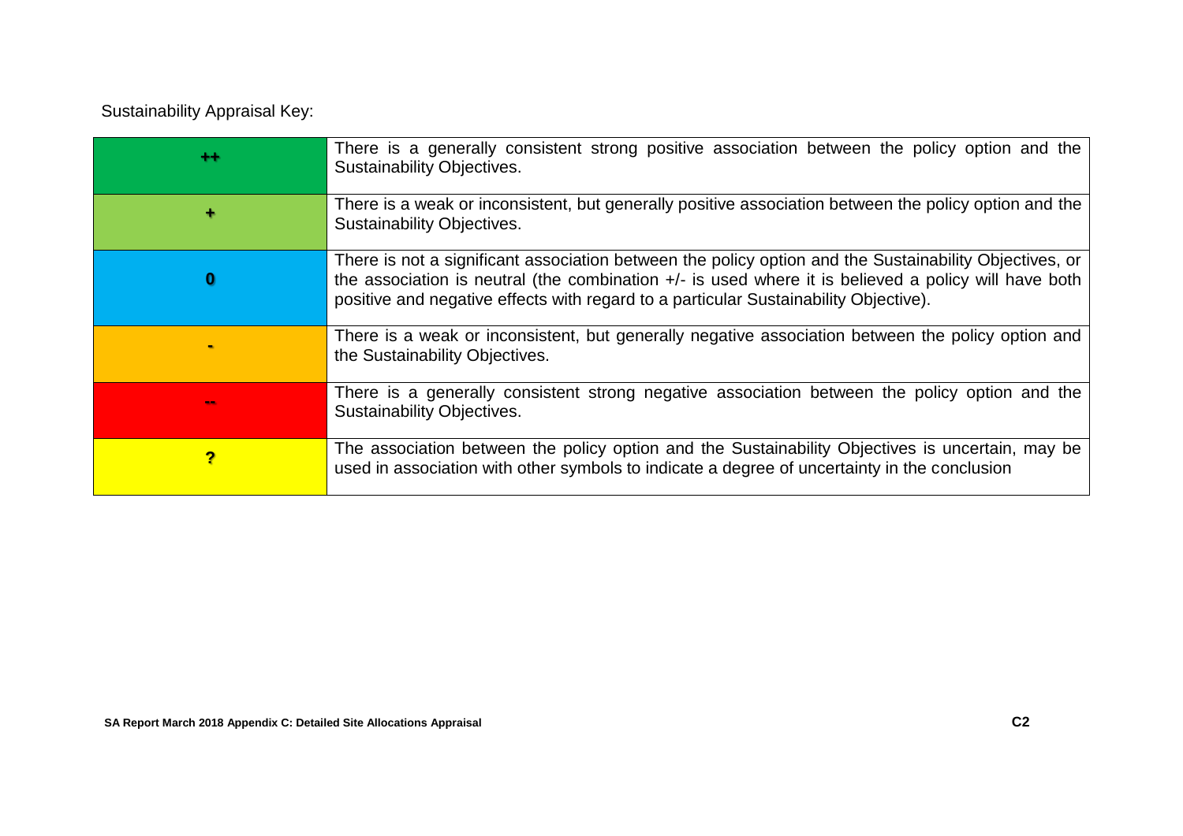Sustainability Appraisal Key:

| Symbol | Description |
|---|---|
| ++ | There is a generally consistent strong positive association between the policy option and the Sustainability Objectives. |
| + | There is a weak or inconsistent, but generally positive association between the policy option and the Sustainability Objectives. |
| 0 | There is not a significant association between the policy option and the Sustainability Objectives, or the association is neutral (the combination +/- is used where it is believed a policy will have both positive and negative effects with regard to a particular Sustainability Objective). |
| - | There is a weak or inconsistent, but generally negative association between the policy option and the Sustainability Objectives. |
| -- | There is a generally consistent strong negative association between the policy option and the Sustainability Objectives. |
| ? | The association between the policy option and the Sustainability Objectives is uncertain, may be used in association with other symbols to indicate a degree of uncertainty in the conclusion |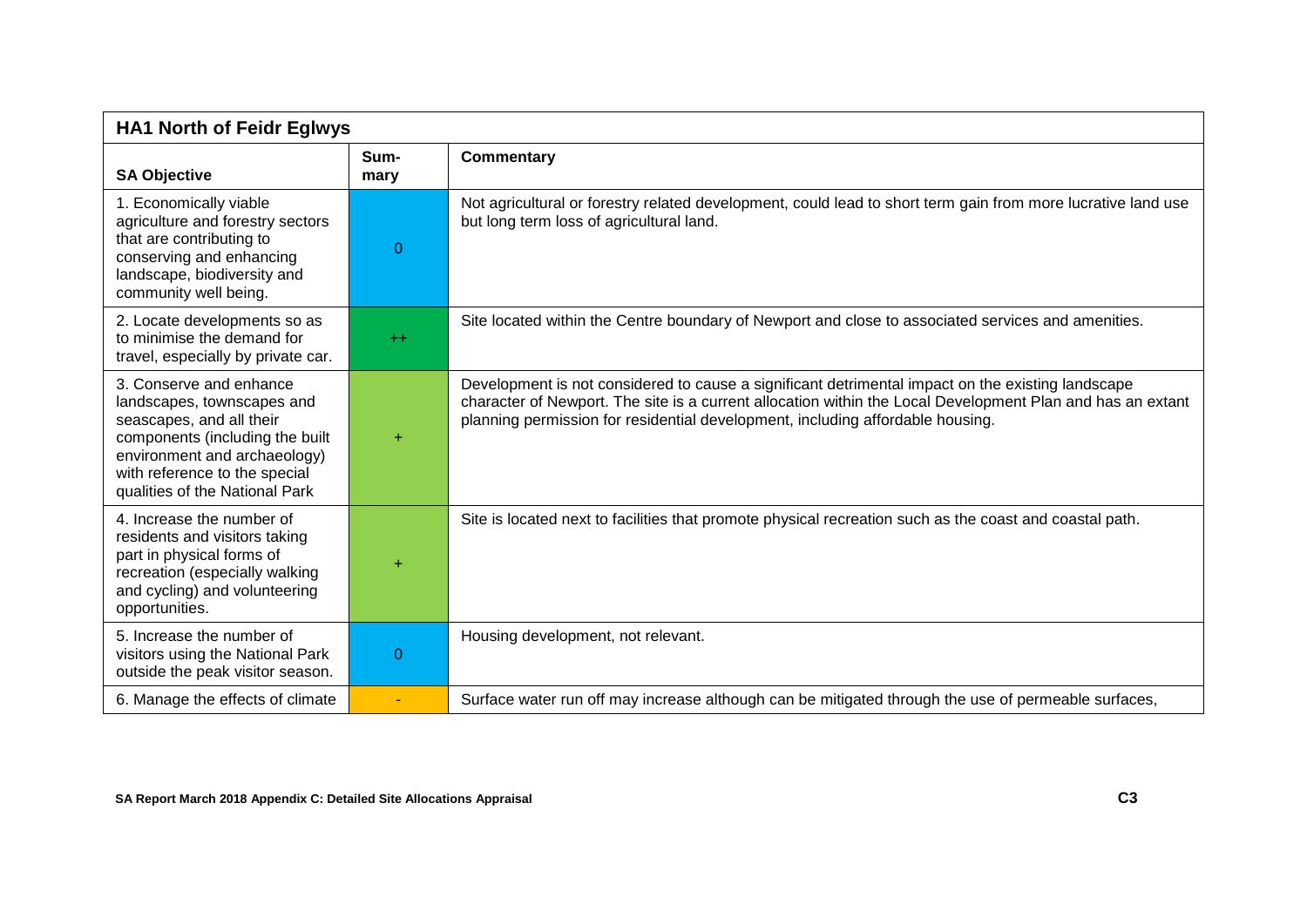| HA1 North of Feidr Eglwys | | |
|---|---|---|
| **SA Objective** | **Sum-mary** | **Commentary** |
| 1. Economically viable agriculture and forestry sectors that are contributing to conserving and enhancing landscape, biodiversity and community well being. | 0 | Not agricultural or forestry related development, could lead to short term gain from more lucrative land use but long term loss of agricultural land. |
| 2. Locate developments so as to minimise the demand for travel, especially by private car. | ++ | Site located within the Centre boundary of Newport and close to associated services and amenities. |
| 3. Conserve and enhance landscapes, townscapes and seascapes, and all their components (including the built environment and archaeology) with reference to the special qualities of the National Park | + | Development is not considered to cause a significant detrimental impact on the existing landscape character of Newport. The site is a current allocation within the Local Development Plan and has an extant planning permission for residential development, including affordable housing. |
| 4. Increase the number of residents and visitors taking part in physical forms of recreation (especially walking and cycling) and volunteering opportunities. | + | Site is located next to facilities that promote physical recreation such as the coast and coastal path. |
| 5. Increase the number of visitors using the National Park outside the peak visitor season. | 0 | Housing development, not relevant. |
| 6. Manage the effects of climate | - | Surface water run off may increase although can be mitigated through the use of permeable surfaces, |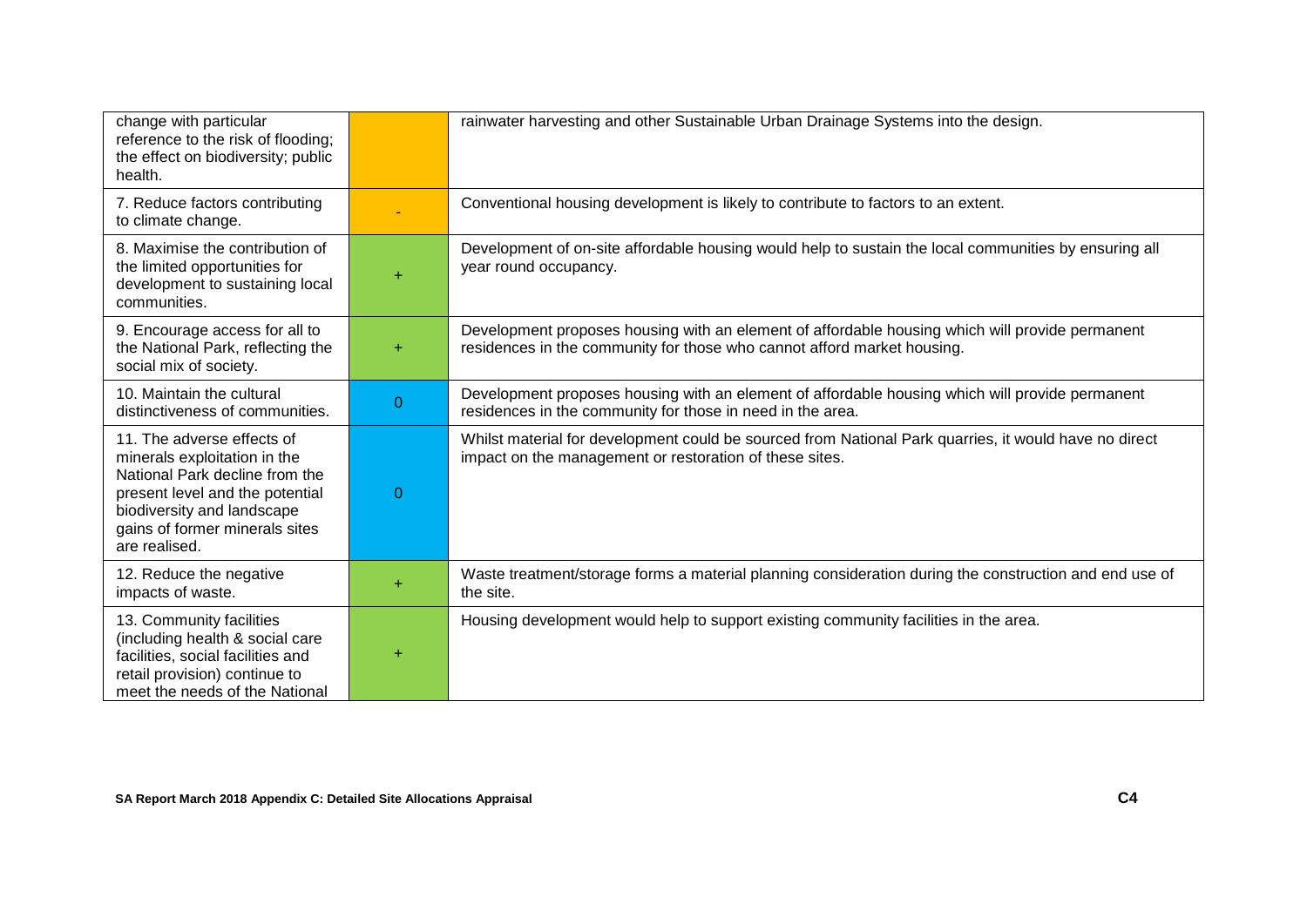| | | |
|---|---|---|
| change with particular reference to the risk of flooding; the effect on biodiversity; public health. | | rainwater harvesting and other Sustainable Urban Drainage Systems into the design. |
| 7. Reduce factors contributing to climate change. | - | Conventional housing development is likely to contribute to factors to an extent. |
| 8. Maximise the contribution of the limited opportunities for development to sustaining local communities. | + | Development of on-site affordable housing would help to sustain the local communities by ensuring all year round occupancy. |
| 9. Encourage access for all to the National Park, reflecting the social mix of society. | + | Development proposes housing with an element of affordable housing which will provide permanent residences in the community for those who cannot afford market housing. |
| 10. Maintain the cultural distinctiveness of communities. | 0 | Development proposes housing with an element of affordable housing which will provide permanent residences in the community for those in need in the area. |
| 11. The adverse effects of minerals exploitation in the National Park decline from the present level and the potential biodiversity and landscape gains of former minerals sites are realised. | 0 | Whilst material for development could be sourced from National Park quarries, it would have no direct impact on the management or restoration of these sites. |
| 12. Reduce the negative impacts of waste. | + | Waste treatment/storage forms a material planning consideration during the construction and end use of the site. |
| 13. Community facilities (including health & social care facilities, social facilities and retail provision) continue to meet the needs of the National | + | Housing development would help to support existing community facilities in the area. |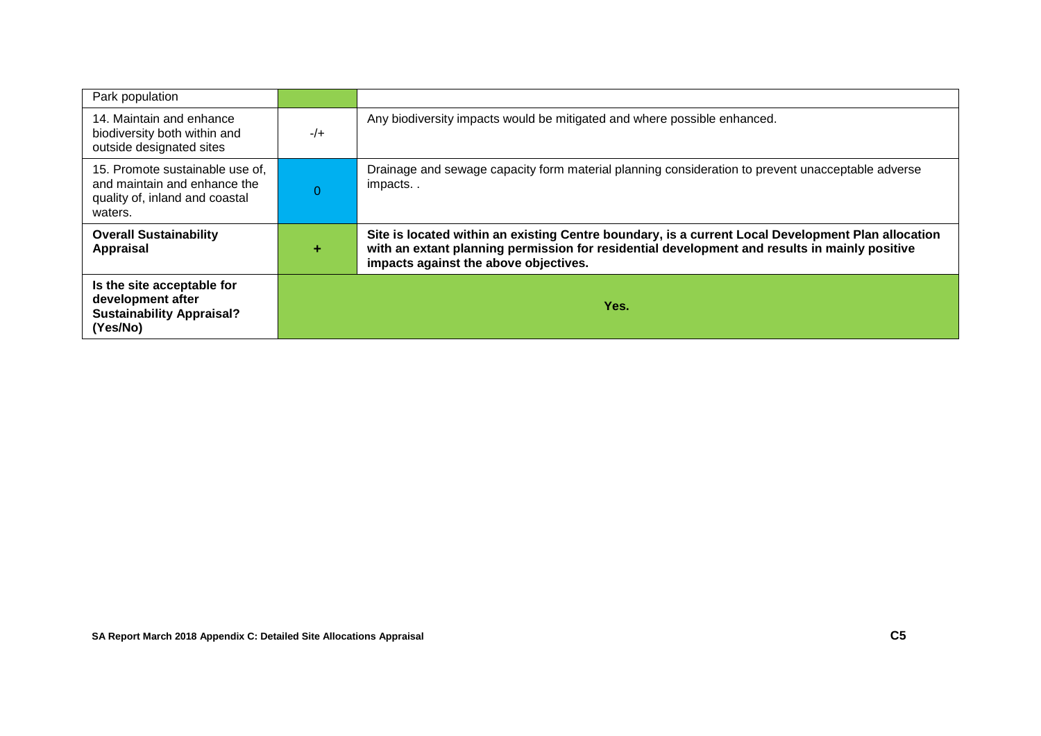| | | |
|---|---|---|
| Park population | | |
| 14. Maintain and enhance biodiversity both within and outside designated sites | -/+ | Any biodiversity impacts would be mitigated and where possible enhanced. |
| 15. Promote sustainable use of, and maintain and enhance the quality of, inland and coastal waters. | 0 | Drainage and sewage capacity form material planning consideration to prevent unacceptable adverse impacts. . |
| **Overall Sustainability Appraisal** | **+** | **Site is located within an existing Centre boundary, is a current Local Development Plan allocation with an extant planning permission for residential development and results in mainly positive impacts against the above objectives.** |
| **Is the site acceptable for development after Sustainability Appraisal? (Yes/No)** | **Yes.** | |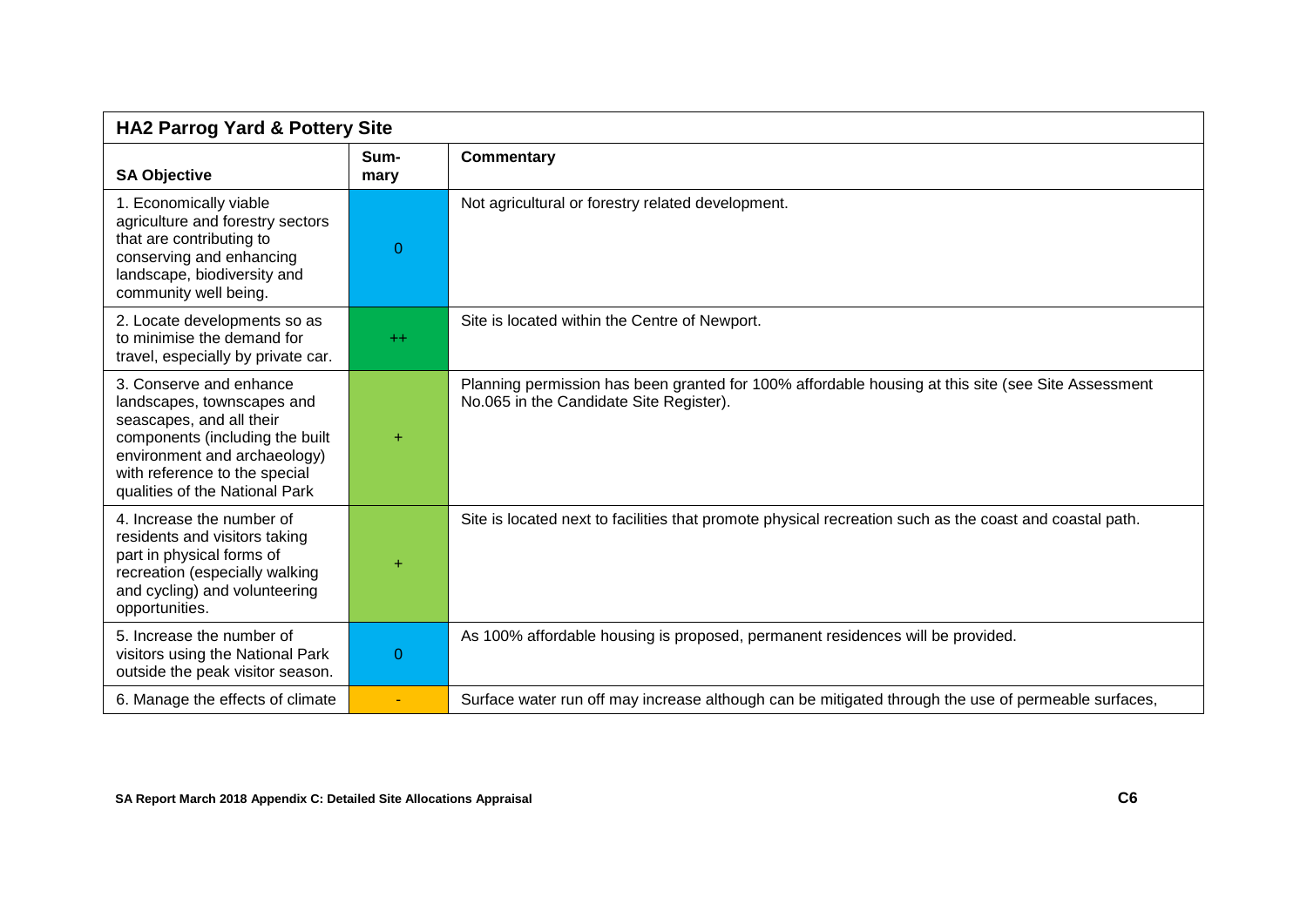| HA2 Parrog Yard & Pottery Site | | |
|---|---|---|
| **SA Objective** | **Sum-mary** | **Commentary** |
| 1. Economically viable agriculture and forestry sectors that are contributing to conserving and enhancing landscape, biodiversity and community well being. | 0 | Not agricultural or forestry related development. |
| 2. Locate developments so as to minimise the demand for travel, especially by private car. | ++ | Site is located within the Centre of Newport. |
| 3. Conserve and enhance landscapes, townscapes and seascapes, and all their components (including the built environment and archaeology) with reference to the special qualities of the National Park | + | Planning permission has been granted for 100% affordable housing at this site (see Site Assessment No.065 in the Candidate Site Register). |
| 4. Increase the number of residents and visitors taking part in physical forms of recreation (especially walking and cycling) and volunteering opportunities. | + | Site is located next to facilities that promote physical recreation such as the coast and coastal path. |
| 5. Increase the number of visitors using the National Park outside the peak visitor season. | 0 | As 100% affordable housing is proposed, permanent residences will be provided. |
| 6. Manage the effects of climate | - | Surface water run off may increase although can be mitigated through the use of permeable surfaces, |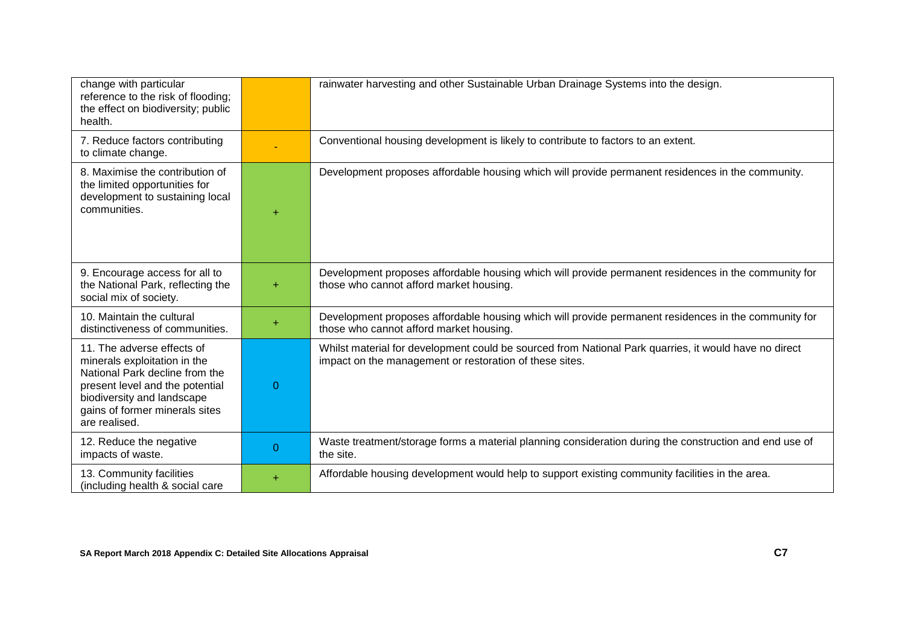| | | |
|---|---|---|
| change with particular reference to the risk of flooding; the effect on biodiversity; public health. | | rainwater harvesting and other Sustainable Urban Drainage Systems into the design. |
| 7. Reduce factors contributing to climate change. | - | Conventional housing development is likely to contribute to factors to an extent. |
| 8. Maximise the contribution of the limited opportunities for development to sustaining local communities. | + | Development proposes affordable housing which will provide permanent residences in the community. |
| 9. Encourage access for all to the National Park, reflecting the social mix of society. | + | Development proposes affordable housing which will provide permanent residences in the community for those who cannot afford market housing. |
| 10. Maintain the cultural distinctiveness of communities. | + | Development proposes affordable housing which will provide permanent residences in the community for those who cannot afford market housing. |
| 11. The adverse effects of minerals exploitation in the National Park decline from the present level and the potential biodiversity and landscape gains of former minerals sites are realised. | 0 | Whilst material for development could be sourced from National Park quarries, it would have no direct impact on the management or restoration of these sites. |
| 12. Reduce the negative impacts of waste. | 0 | Waste treatment/storage forms a material planning consideration during the construction and end use of the site. |
| 13. Community facilities (including health & social care | + | Affordable housing development would help to support existing community facilities in the area. |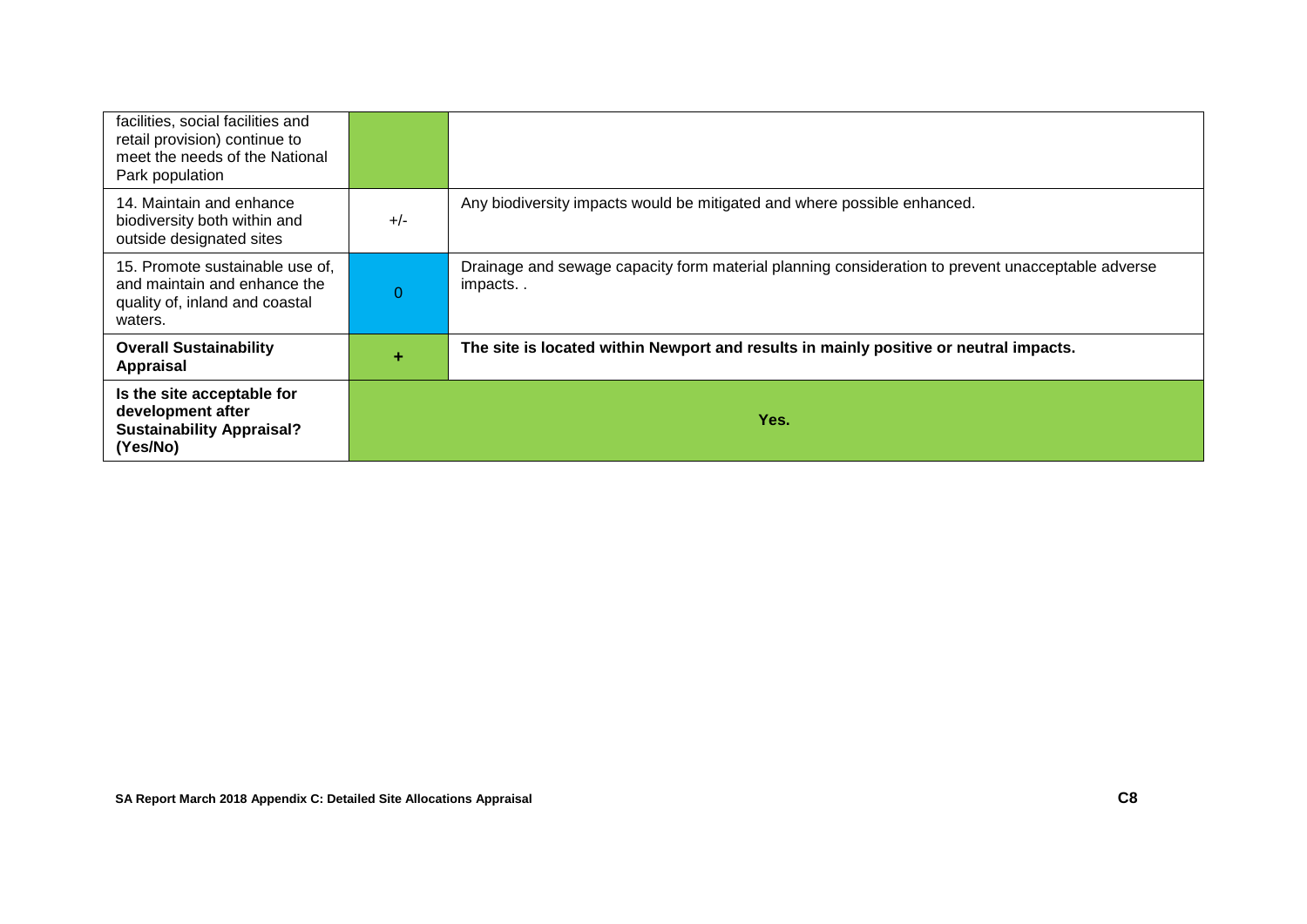| | | |
|---|---|---|
| facilities, social facilities and retail provision) continue to meet the needs of the National Park population | | |
| 14. Maintain and enhance biodiversity both within and outside designated sites | +/- | Any biodiversity impacts would be mitigated and where possible enhanced. |
| 15. Promote sustainable use of, and maintain and enhance the quality of, inland and coastal waters. | 0 | Drainage and sewage capacity form material planning consideration to prevent unacceptable adverse impacts. . |
| **Overall Sustainability Appraisal** | **+** | **The site is located within Newport and results in mainly positive or neutral impacts.** |
| **Is the site acceptable for development after Sustainability Appraisal? (Yes/No)** | **Yes.** | |

**SA Report March 2018 Appendix C: Detailed Site Allocations Appraisal**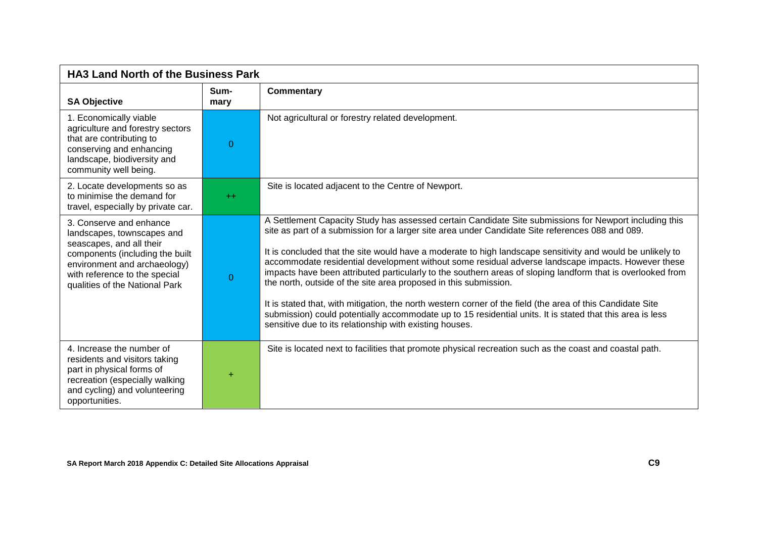| HA3 Land North of the Business Park | | |
|---|---|---|
| **SA Objective** | **Sum-mary** | **Commentary** |
| 1. Economically viable agriculture and forestry sectors that are contributing to conserving and enhancing landscape, biodiversity and community well being. | 0 | Not agricultural or forestry related development. |
| 2. Locate developments so as to minimise the demand for travel, especially by private car. | ++ | Site is located adjacent to the Centre of Newport. |
| 3. Conserve and enhance landscapes, townscapes and seascapes, and all their components (including the built environment and archaeology) with reference to the special qualities of the National Park | 0 | A Settlement Capacity Study has assessed certain Candidate Site submissions for Newport including this site as part of a submission for a larger site area under Candidate Site references 088 and 089.<br><br>It is concluded that the site would have a moderate to high landscape sensitivity and would be unlikely to accommodate residential development without some residual adverse landscape impacts. However these impacts have been attributed particularly to the southern areas of sloping landform that is overlooked from the north, outside of the site area proposed in this submission.<br><br>It is stated that, with mitigation, the north western corner of the field (the area of this Candidate Site submission) could potentially accommodate up to 15 residential units. It is stated that this area is less sensitive due to its relationship with existing houses. |
| 4. Increase the number of residents and visitors taking part in physical forms of recreation (especially walking and cycling) and volunteering opportunities. | + | Site is located next to facilities that promote physical recreation such as the coast and coastal path. |

**SA Report March 2018 Appendix C: Detailed Site Allocations Appraisal**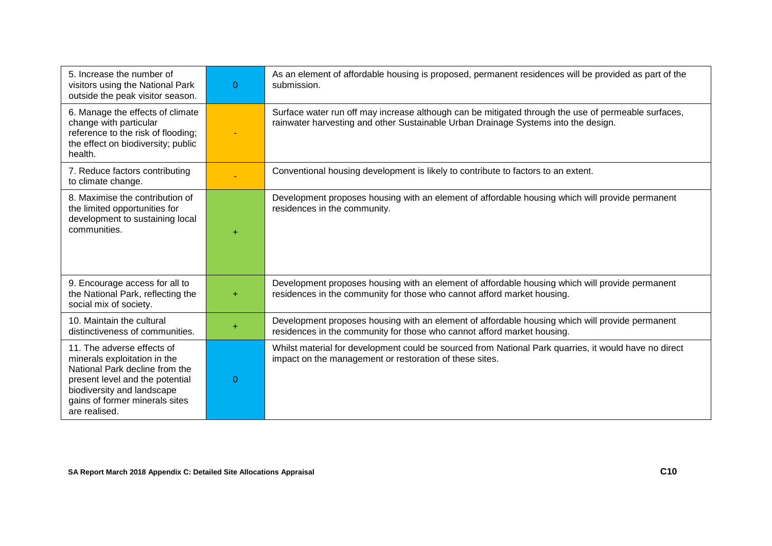| | | |
|---|---|---|
| 5. Increase the number of visitors using the National Park outside the peak visitor season. | 0 | As an element of affordable housing is proposed, permanent residences will be provided as part of the submission. |
| 6. Manage the effects of climate change with particular reference to the risk of flooding; the effect on biodiversity; public health. | - | Surface water run off may increase although can be mitigated through the use of permeable surfaces, rainwater harvesting and other Sustainable Urban Drainage Systems into the design. |
| 7. Reduce factors contributing to climate change. | - | Conventional housing development is likely to contribute to factors to an extent. |
| 8. Maximise the contribution of the limited opportunities for development to sustaining local communities. | + | Development proposes housing with an element of affordable housing which will provide permanent residences in the community. |
| 9. Encourage access for all to the National Park, reflecting the social mix of society. | + | Development proposes housing with an element of affordable housing which will provide permanent residences in the community for those who cannot afford market housing. |
| 10. Maintain the cultural distinctiveness of communities. | + | Development proposes housing with an element of affordable housing which will provide permanent residences in the community for those who cannot afford market housing. |
| 11. The adverse effects of minerals exploitation in the National Park decline from the present level and the potential biodiversity and landscape gains of former minerals sites are realised. | 0 | Whilst material for development could be sourced from National Park quarries, it would have no direct impact on the management or restoration of these sites. |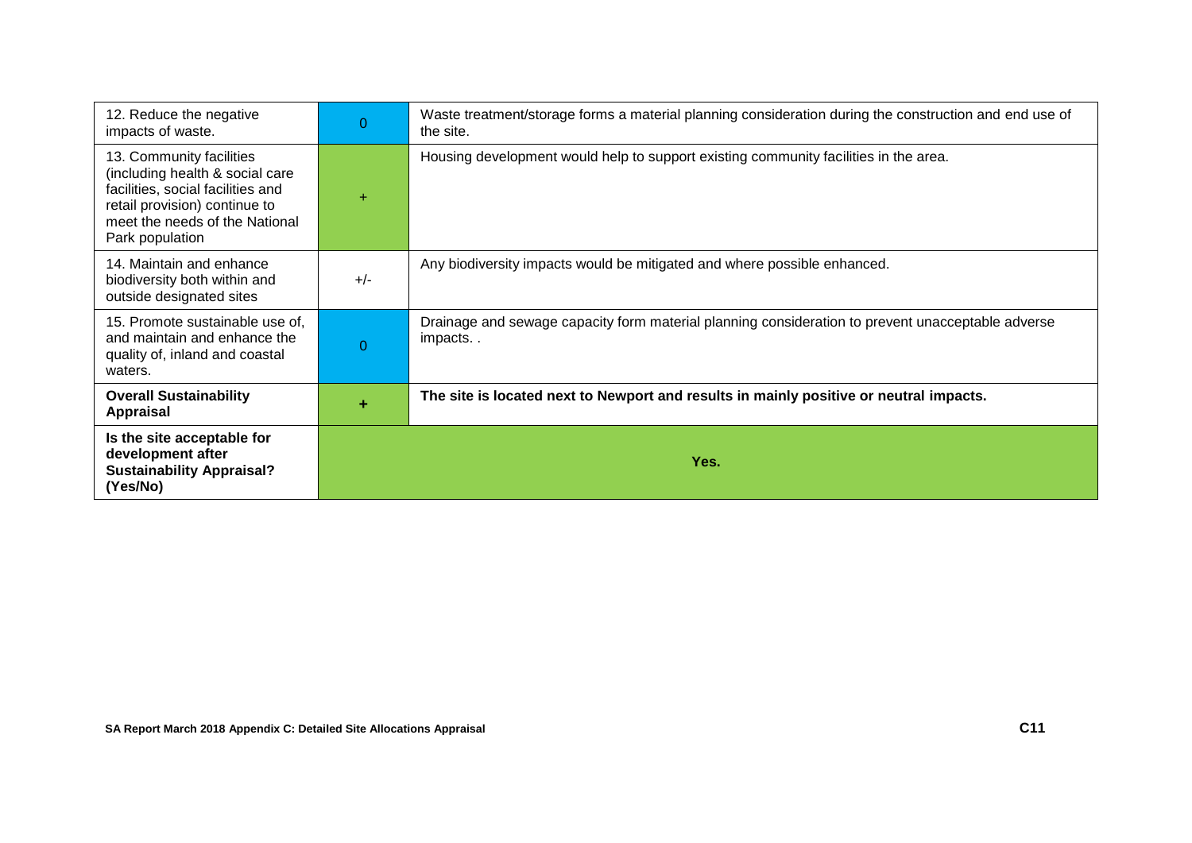| | | |
|---|---|---|
| 12. Reduce the negative impacts of waste. | 0 | Waste treatment/storage forms a material planning consideration during the construction and end use of the site. |
| 13. Community facilities (including health & social care facilities, social facilities and retail provision) continue to meet the needs of the National Park population | + | Housing development would help to support existing community facilities in the area. |
| 14. Maintain and enhance biodiversity both within and outside designated sites | +/- | Any biodiversity impacts would be mitigated and where possible enhanced. |
| 15. Promote sustainable use of, and maintain and enhance the quality of, inland and coastal waters. | 0 | Drainage and sewage capacity form material planning consideration to prevent unacceptable adverse impacts. . |
| **Overall Sustainability Appraisal** | **+** | **The site is located next to Newport and results in mainly positive or neutral impacts.** |
| **Is the site acceptable for development after Sustainability Appraisal? (Yes/No)** | **Yes.** | |

**SA Report March 2018 Appendix C: Detailed Site Allocations Appraisal**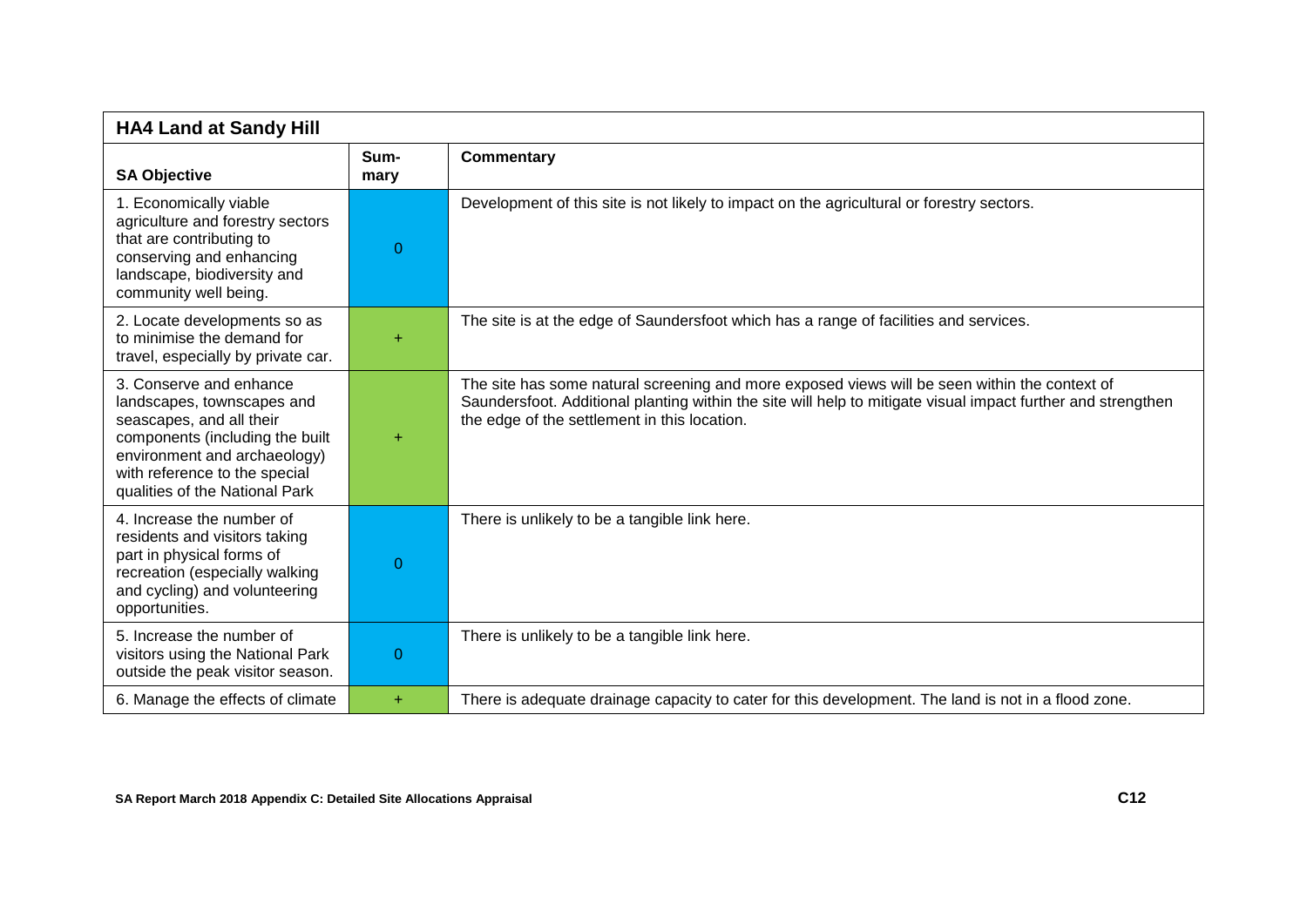| HA4 Land at Sandy Hill | | |
|---|---|---|
| **SA Objective** | **Sum-mary** | **Commentary** |
| 1. Economically viable agriculture and forestry sectors that are contributing to conserving and enhancing landscape, biodiversity and community well being. | 0 | Development of this site is not likely to impact on the agricultural or forestry sectors. |
| 2. Locate developments so as to minimise the demand for travel, especially by private car. | + | The site is at the edge of Saundersfoot which has a range of facilities and services. |
| 3. Conserve and enhance landscapes, townscapes and seascapes, and all their components (including the built environment and archaeology) with reference to the special qualities of the National Park | + | The site has some natural screening and more exposed views will be seen within the context of Saundersfoot. Additional planting within the site will help to mitigate visual impact further and strengthen the edge of the settlement in this location. |
| 4. Increase the number of residents and visitors taking part in physical forms of recreation (especially walking and cycling) and volunteering opportunities. | 0 | There is unlikely to be a tangible link here. |
| 5. Increase the number of visitors using the National Park outside the peak visitor season. | 0 | There is unlikely to be a tangible link here. |
| 6. Manage the effects of climate | + | There is adequate drainage capacity to cater for this development. The land is not in a flood zone. |

SA Report March 2018 Appendix C: Detailed Site Allocations Appraisal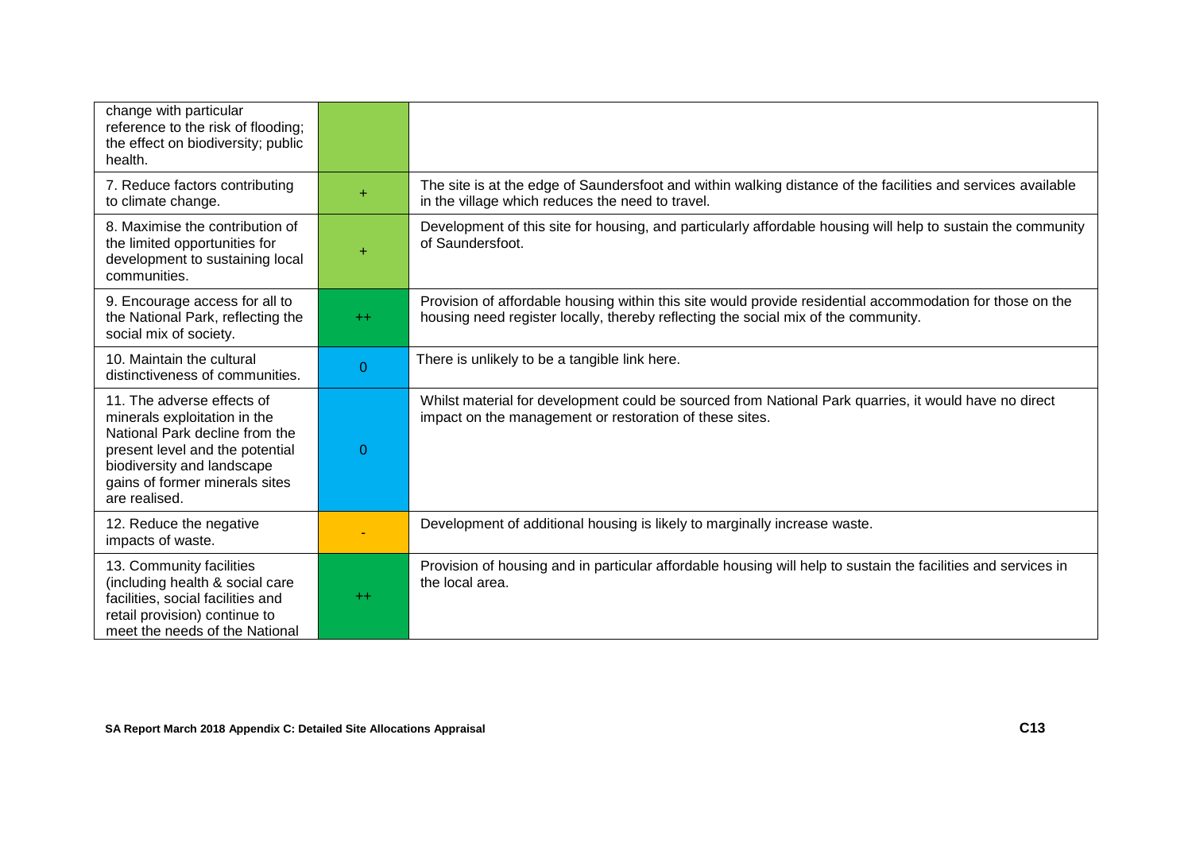| | | |
|---|---|---|
| change with particular reference to the risk of flooding; the effect on biodiversity; public health. | | |
| 7. Reduce factors contributing to climate change. | + | The site is at the edge of Saundersfoot and within walking distance of the facilities and services available in the village which reduces the need to travel. |
| 8. Maximise the contribution of the limited opportunities for development to sustaining local communities. | + | Development of this site for housing, and particularly affordable housing will help to sustain the community of Saundersfoot. |
| 9. Encourage access for all to the National Park, reflecting the social mix of society. | ++ | Provision of affordable housing within this site would provide residential accommodation for those on the housing need register locally, thereby reflecting the social mix of the community. |
| 10. Maintain the cultural distinctiveness of communities. | 0 | There is unlikely to be a tangible link here. |
| 11. The adverse effects of minerals exploitation in the National Park decline from the present level and the potential biodiversity and landscape gains of former minerals sites are realised. | 0 | Whilst material for development could be sourced from National Park quarries, it would have no direct impact on the management or restoration of these sites. |
| 12. Reduce the negative impacts of waste. | - | Development of additional housing is likely to marginally increase waste. |
| 13. Community facilities (including health & social care facilities, social facilities and retail provision) continue to meet the needs of the National | ++ | Provision of housing and in particular affordable housing will help to sustain the facilities and services in the local area. |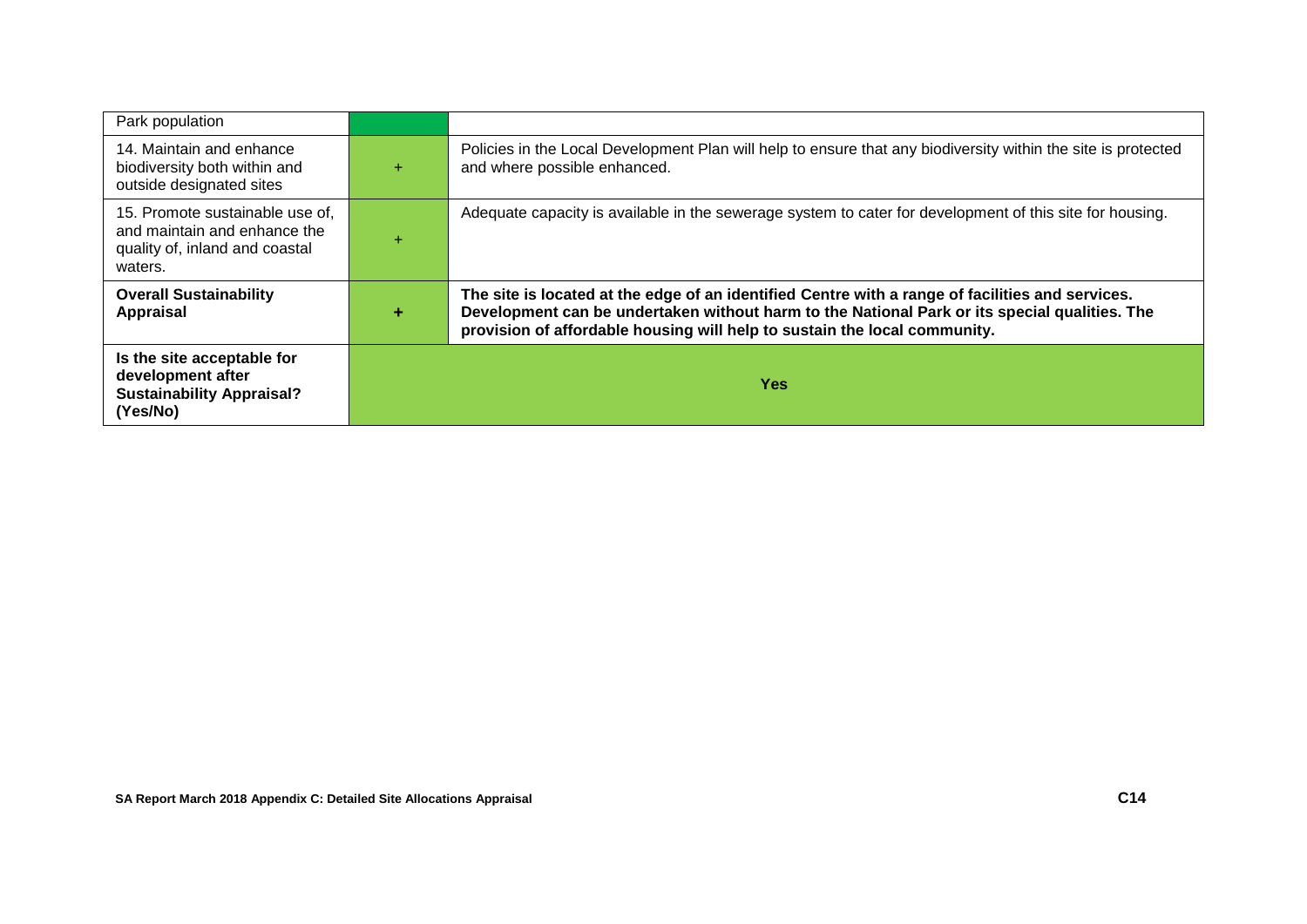| | | |
|---|---|---|
| Park population | | |
| 14. Maintain and enhance biodiversity both within and outside designated sites | + | Policies in the Local Development Plan will help to ensure that any biodiversity within the site is protected and where possible enhanced. |
| 15. Promote sustainable use of, and maintain and enhance the quality of, inland and coastal waters. | + | Adequate capacity is available in the sewerage system to cater for development of this site for housing. |
| **Overall Sustainability Appraisal** | **+** | **The site is located at the edge of an identified Centre with a range of facilities and services. Development can be undertaken without harm to the National Park or its special qualities. The provision of affordable housing will help to sustain the local community.** |
| **Is the site acceptable for development after Sustainability Appraisal? (Yes/No)** | **Yes** | |

SA Report March 2018 Appendix C: Detailed Site Allocations Appraisal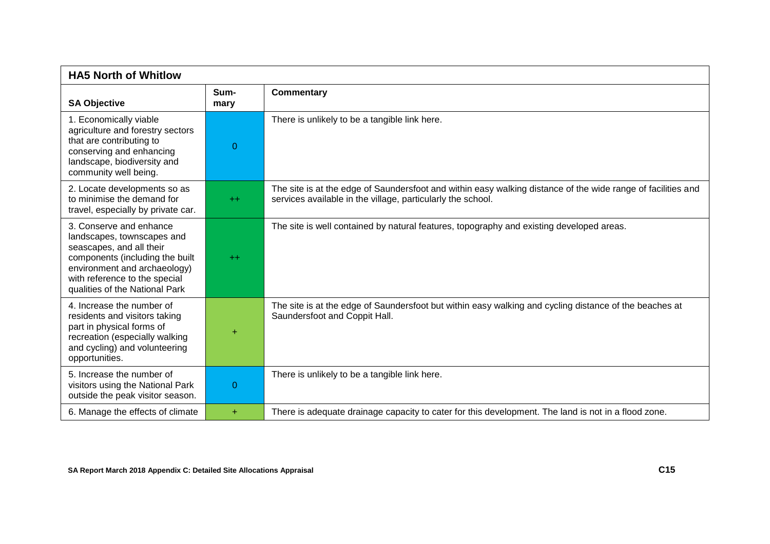| HA5 North of Whitlow | | |
|---|---|---|
| **SA Objective** | **Sum-mary** | **Commentary** |
| 1. Economically viable agriculture and forestry sectors that are contributing to conserving and enhancing landscape, biodiversity and community well being. | 0 | There is unlikely to be a tangible link here. |
| 2. Locate developments so as to minimise the demand for travel, especially by private car. | ++ | The site is at the edge of Saundersfoot and within easy walking distance of the wide range of facilities and services available in the village, particularly the school. |
| 3. Conserve and enhance landscapes, townscapes and seascapes, and all their components (including the built environment and archaeology) with reference to the special qualities of the National Park | ++ | The site is well contained by natural features, topography and existing developed areas. |
| 4. Increase the number of residents and visitors taking part in physical forms of recreation (especially walking and cycling) and volunteering opportunities. | + | The site is at the edge of Saundersfoot but within easy walking and cycling distance of the beaches at Saundersfoot and Coppit Hall. |
| 5. Increase the number of visitors using the National Park outside the peak visitor season. | 0 | There is unlikely to be a tangible link here. |
| 6. Manage the effects of climate | + | There is adequate drainage capacity to cater for this development. The land is not in a flood zone. |

**SA Report March 2018 Appendix C: Detailed Site Allocations Appraisal**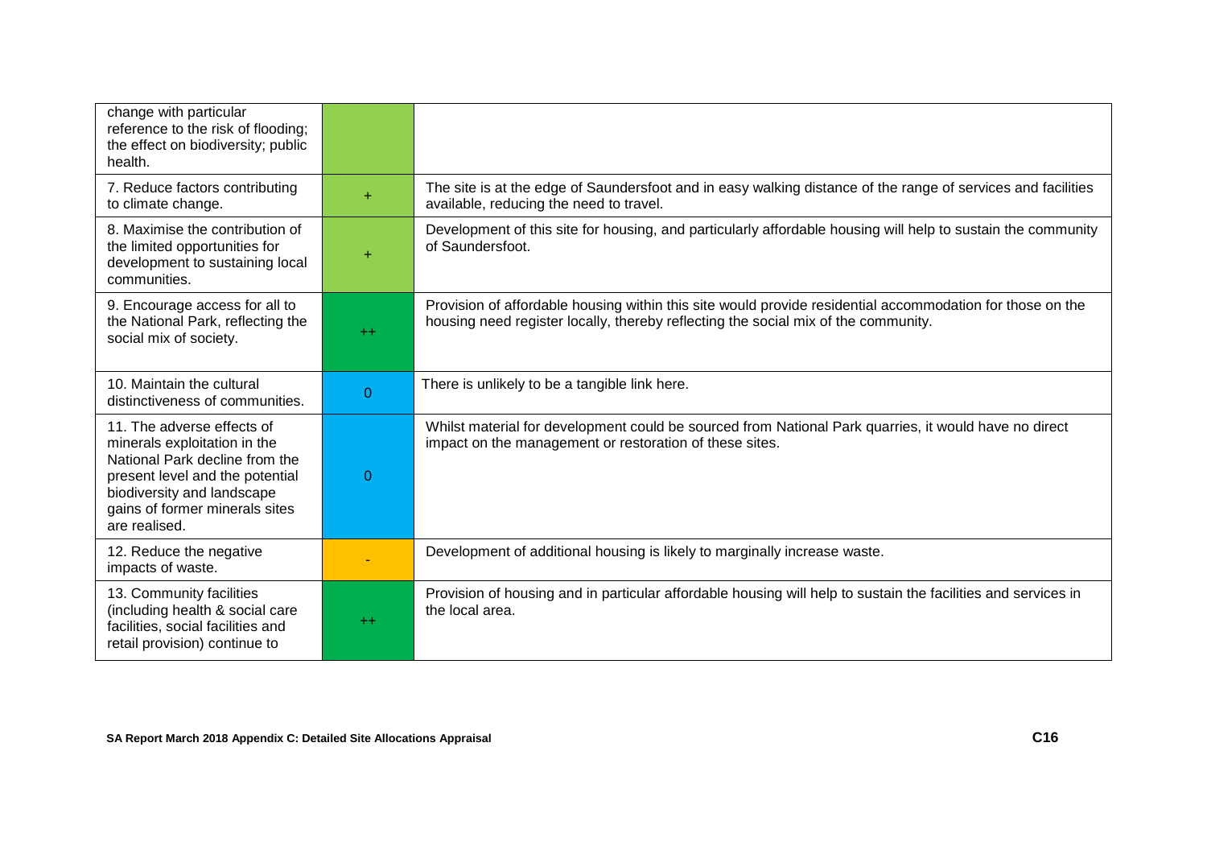| | | |
|---|---|---|
| change with particular reference to the risk of flooding; the effect on biodiversity; public health. | | |
| 7. Reduce factors contributing to climate change. | + | The site is at the edge of Saundersfoot and in easy walking distance of the range of services and facilities available, reducing the need to travel. |
| 8. Maximise the contribution of the limited opportunities for development to sustaining local communities. | + | Development of this site for housing, and particularly affordable housing will help to sustain the community of Saundersfoot. |
| 9. Encourage access for all to the National Park, reflecting the social mix of society. | ++ | Provision of affordable housing within this site would provide residential accommodation for those on the housing need register locally, thereby reflecting the social mix of the community. |
| 10. Maintain the cultural distinctiveness of communities. | 0 | There is unlikely to be a tangible link here. |
| 11. The adverse effects of minerals exploitation in the National Park decline from the present level and the potential biodiversity and landscape gains of former minerals sites are realised. | 0 | Whilst material for development could be sourced from National Park quarries, it would have no direct impact on the management or restoration of these sites. |
| 12. Reduce the negative impacts of waste. | - | Development of additional housing is likely to marginally increase waste. |
| 13. Community facilities (including health & social care facilities, social facilities and retail provision) continue to | ++ | Provision of housing and in particular affordable housing will help to sustain the facilities and services in the local area. |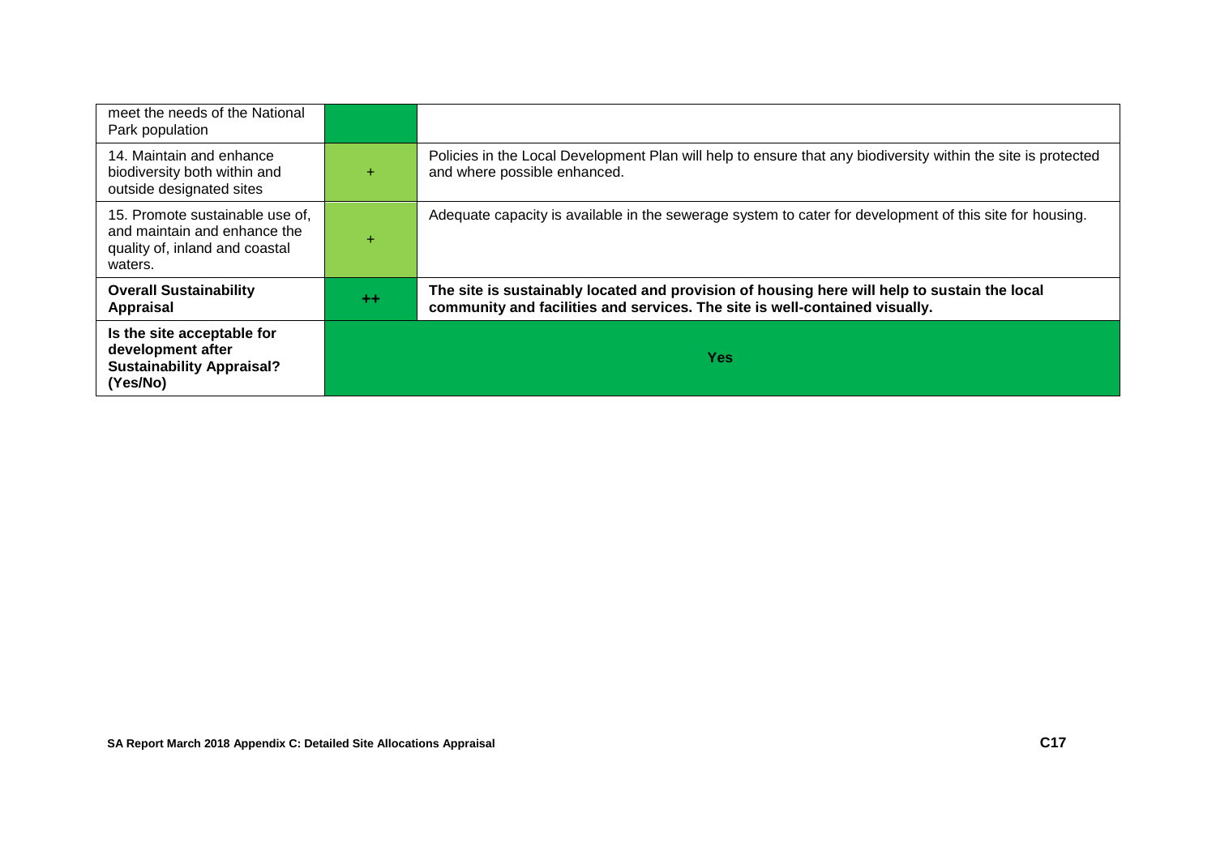| meet the needs of the National Park population | | |
|---|---|---|
| 14. Maintain and enhance biodiversity both within and outside designated sites | + | Policies in the Local Development Plan will help to ensure that any biodiversity within the site is protected and where possible enhanced. |
| 15. Promote sustainable use of, and maintain and enhance the quality of, inland and coastal waters. | + | Adequate capacity is available in the sewerage system to cater for development of this site for housing. |
| **Overall Sustainability Appraisal** | **++** | **The site is sustainably located and provision of housing here will help to sustain the local community and facilities and services. The site is well-contained visually.** |
| **Is the site acceptable for development after Sustainability Appraisal? (Yes/No)** | **Yes** | |

**SA Report March 2018 Appendix C: Detailed Site Allocations Appraisal**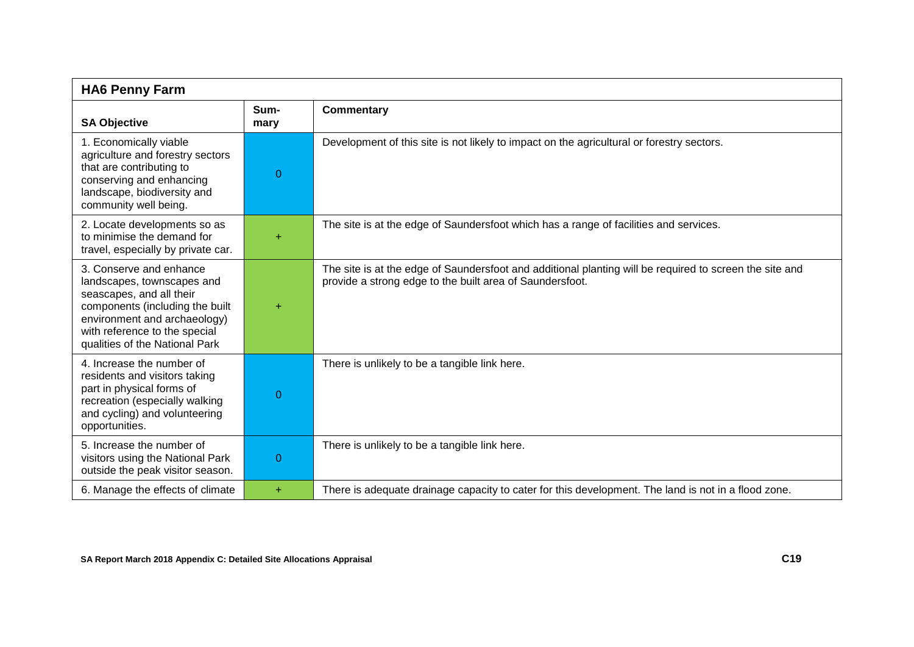| HA6 Penny Farm | | |
|---|---|---|
| **SA Objective** | **Sum-mary** | **Commentary** |
| 1. Economically viable agriculture and forestry sectors that are contributing to conserving and enhancing landscape, biodiversity and community well being. | 0 | Development of this site is not likely to impact on the agricultural or forestry sectors. |
| 2. Locate developments so as to minimise the demand for travel, especially by private car. | + | The site is at the edge of Saundersfoot which has a range of facilities and services. |
| 3. Conserve and enhance landscapes, townscapes and seascapes, and all their components (including the built environment and archaeology) with reference to the special qualities of the National Park | + | The site is at the edge of Saundersfoot and additional planting will be required to screen the site and provide a strong edge to the built area of Saundersfoot. |
| 4. Increase the number of residents and visitors taking part in physical forms of recreation (especially walking and cycling) and volunteering opportunities. | 0 | There is unlikely to be a tangible link here. |
| 5. Increase the number of visitors using the National Park outside the peak visitor season. | 0 | There is unlikely to be a tangible link here. |
| 6. Manage the effects of climate | + | There is adequate drainage capacity to cater for this development. The land is not in a flood zone. |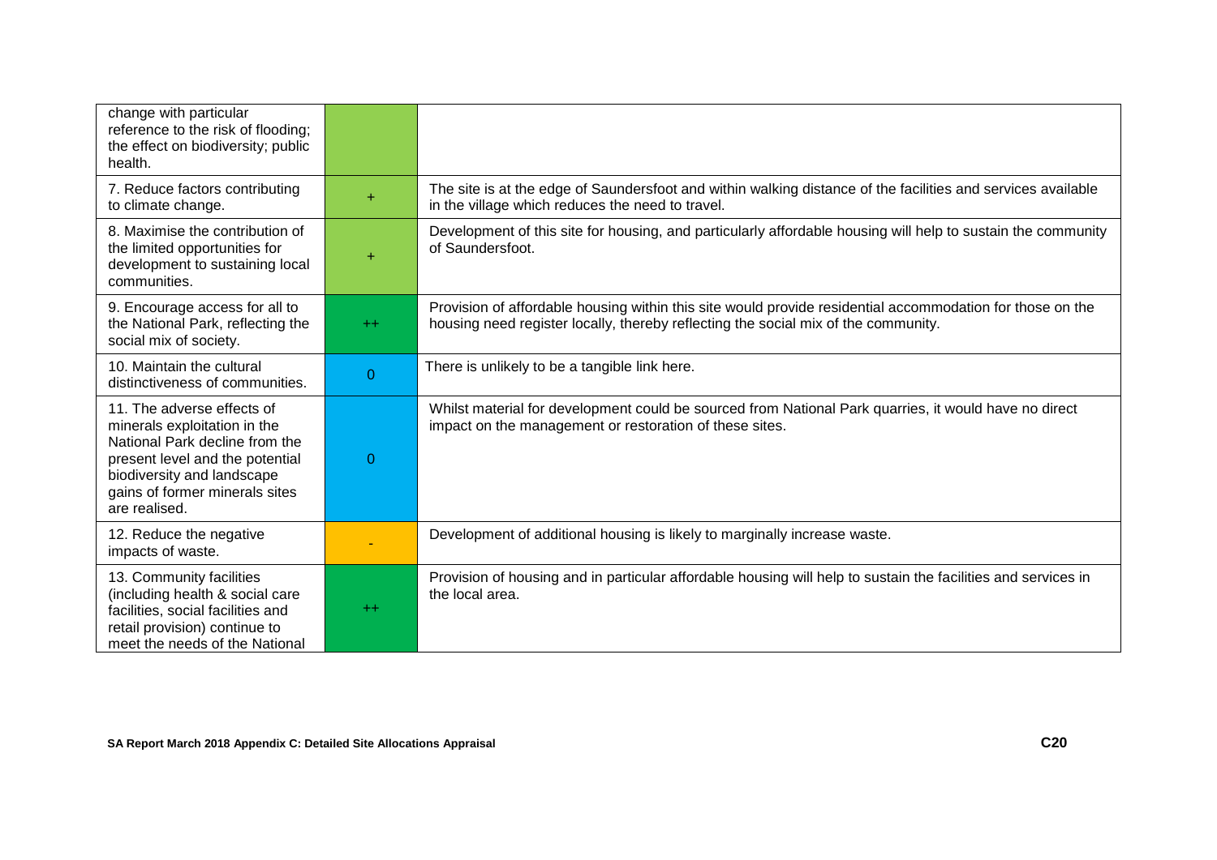| | | |
|---|---|---|
| change with particular reference to the risk of flooding; the effect on biodiversity; public health. | | |
| 7. Reduce factors contributing to climate change. | + | The site is at the edge of Saundersfoot and within walking distance of the facilities and services available in the village which reduces the need to travel. |
| 8. Maximise the contribution of the limited opportunities for development to sustaining local communities. | + | Development of this site for housing, and particularly affordable housing will help to sustain the community of Saundersfoot. |
| 9. Encourage access for all to the National Park, reflecting the social mix of society. | ++ | Provision of affordable housing within this site would provide residential accommodation for those on the housing need register locally, thereby reflecting the social mix of the community. |
| 10. Maintain the cultural distinctiveness of communities. | 0 | There is unlikely to be a tangible link here. |
| 11. The adverse effects of minerals exploitation in the National Park decline from the present level and the potential biodiversity and landscape gains of former minerals sites are realised. | 0 | Whilst material for development could be sourced from National Park quarries, it would have no direct impact on the management or restoration of these sites. |
| 12. Reduce the negative impacts of waste. | - | Development of additional housing is likely to marginally increase waste. |
| 13. Community facilities (including health & social care facilities, social facilities and retail provision) continue to meet the needs of the National | ++ | Provision of housing and in particular affordable housing will help to sustain the facilities and services in the local area. |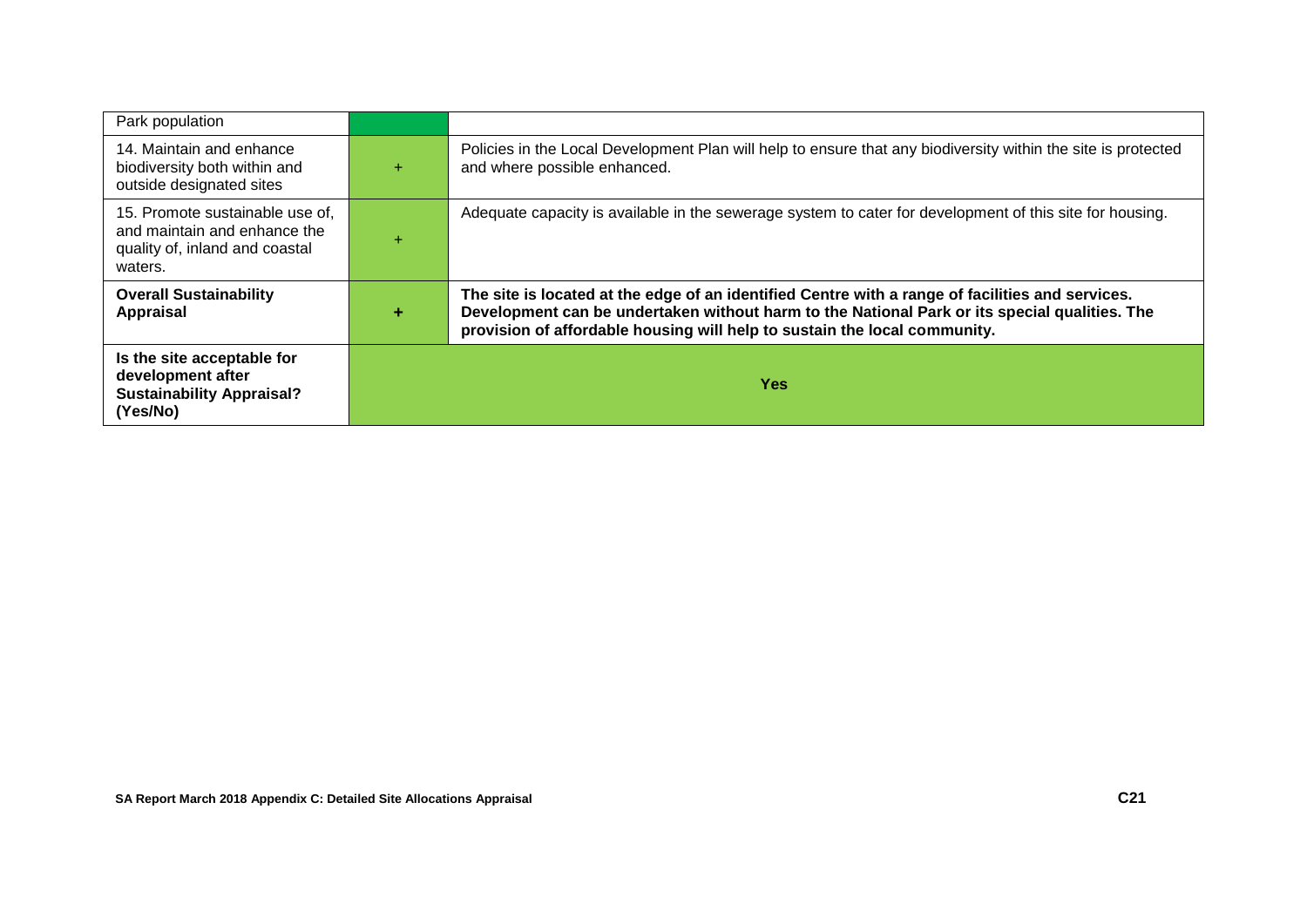| Park population | | |
|---|---|---|
| 14. Maintain and enhance biodiversity both within and outside designated sites | + | Policies in the Local Development Plan will help to ensure that any biodiversity within the site is protected and where possible enhanced. |
| 15. Promote sustainable use of, and maintain and enhance the quality of, inland and coastal waters. | + | Adequate capacity is available in the sewerage system to cater for development of this site for housing. |
| **Overall Sustainability Appraisal** | **+** | **The site is located at the edge of an identified Centre with a range of facilities and services. Development can be undertaken without harm to the National Park or its special qualities. The provision of affordable housing will help to sustain the local community.** |
| **Is the site acceptable for development after Sustainability Appraisal? (Yes/No)** | **Yes** | |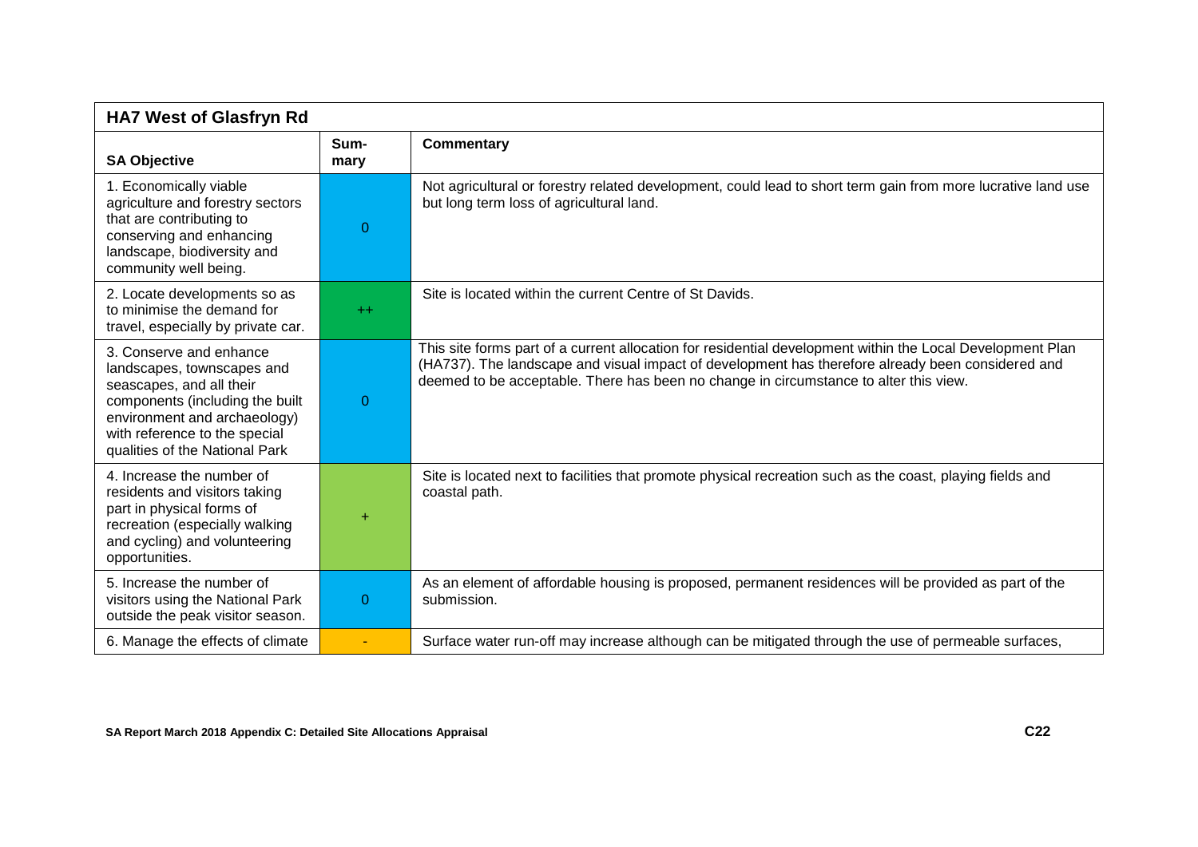| HA7 West of Glasfryn Rd | | |
|---|---|---|
| **SA Objective** | **Sum-mary** | **Commentary** |
| 1. Economically viable agriculture and forestry sectors that are contributing to conserving and enhancing landscape, biodiversity and community well being. | 0 | Not agricultural or forestry related development, could lead to short term gain from more lucrative land use but long term loss of agricultural land. |
| 2. Locate developments so as to minimise the demand for travel, especially by private car. | ++ | Site is located within the current Centre of St Davids. |
| 3. Conserve and enhance landscapes, townscapes and seascapes, and all their components (including the built environment and archaeology) with reference to the special qualities of the National Park | 0 | This site forms part of a current allocation for residential development within the Local Development Plan (HA737). The landscape and visual impact of development has therefore already been considered and deemed to be acceptable. There has been no change in circumstance to alter this view. |
| 4. Increase the number of residents and visitors taking part in physical forms of recreation (especially walking and cycling) and volunteering opportunities. | + | Site is located next to facilities that promote physical recreation such as the coast, playing fields and coastal path. |
| 5. Increase the number of visitors using the National Park outside the peak visitor season. | 0 | As an element of affordable housing is proposed, permanent residences will be provided as part of the submission. |
| 6. Manage the effects of climate | - | Surface water run-off may increase although can be mitigated through the use of permeable surfaces, |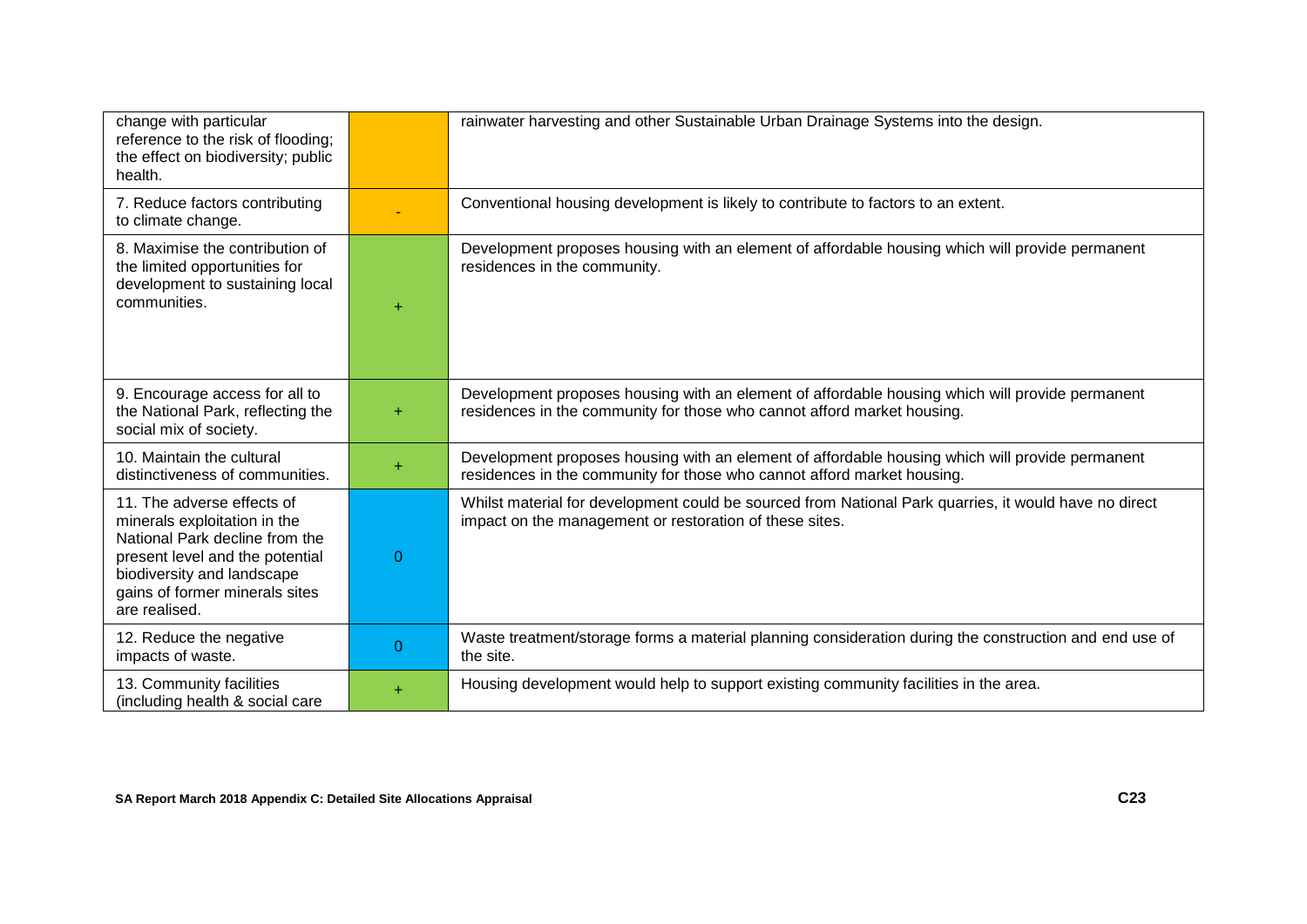| | | |
|---|---|---|
| change with particular reference to the risk of flooding; the effect on biodiversity; public health. | | rainwater harvesting and other Sustainable Urban Drainage Systems into the design. |
| 7. Reduce factors contributing to climate change. | - | Conventional housing development is likely to contribute to factors to an extent. |
| 8. Maximise the contribution of the limited opportunities for development to sustaining local communities. | + | Development proposes housing with an element of affordable housing which will provide permanent residences in the community. |
| 9. Encourage access for all to the National Park, reflecting the social mix of society. | + | Development proposes housing with an element of affordable housing which will provide permanent residences in the community for those who cannot afford market housing. |
| 10. Maintain the cultural distinctiveness of communities. | + | Development proposes housing with an element of affordable housing which will provide permanent residences in the community for those who cannot afford market housing. |
| 11. The adverse effects of minerals exploitation in the National Park decline from the present level and the potential biodiversity and landscape gains of former minerals sites are realised. | 0 | Whilst material for development could be sourced from National Park quarries, it would have no direct impact on the management or restoration of these sites. |
| 12. Reduce the negative impacts of waste. | 0 | Waste treatment/storage forms a material planning consideration during the construction and end use of the site. |
| 13. Community facilities (including health & social care | + | Housing development would help to support existing community facilities in the area. |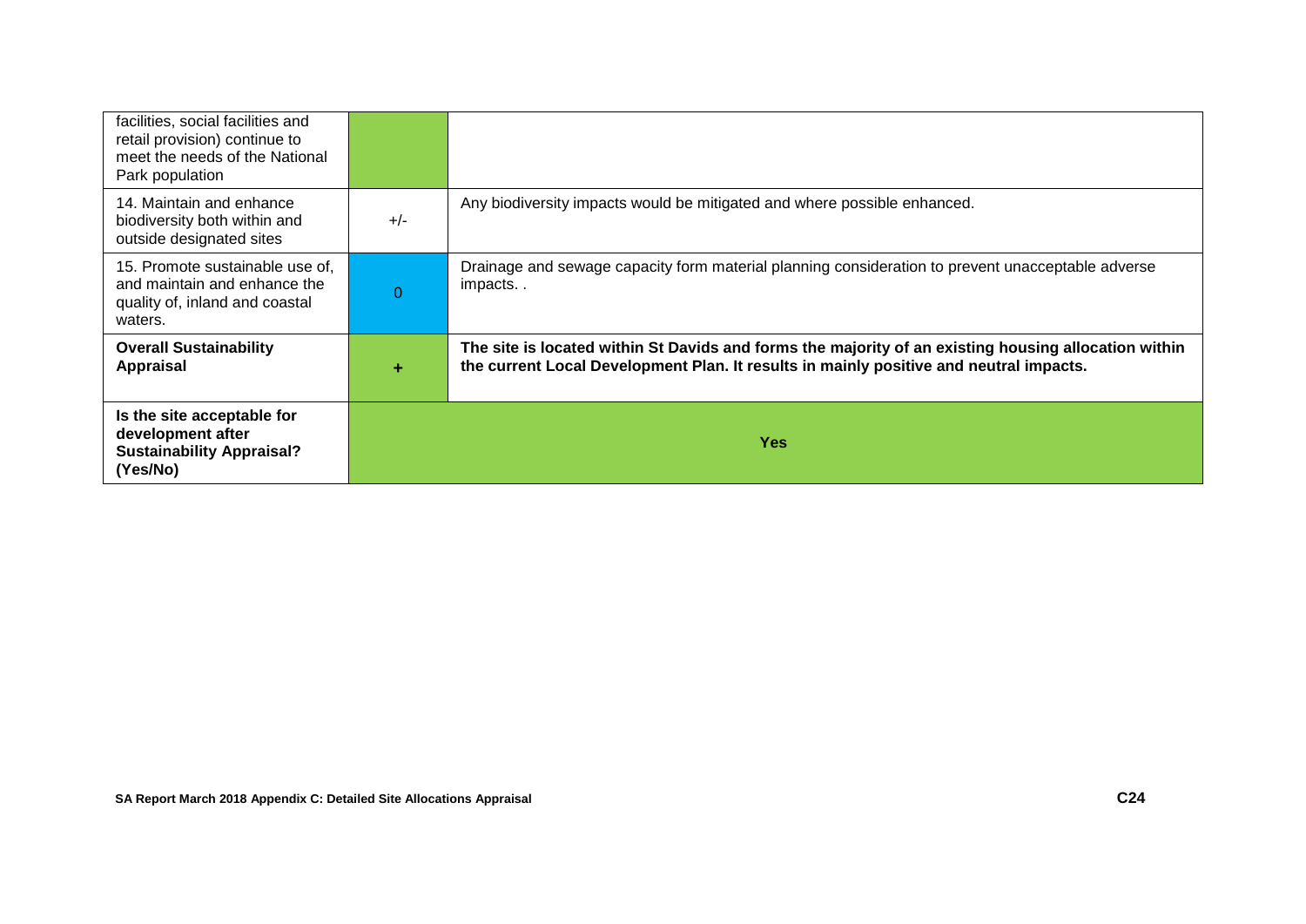| | | |
|---|---|---|
| facilities, social facilities and retail provision) continue to meet the needs of the National Park population | | |
| 14. Maintain and enhance biodiversity both within and outside designated sites | +/- | Any biodiversity impacts would be mitigated and where possible enhanced. |
| 15. Promote sustainable use of, and maintain and enhance the quality of, inland and coastal waters. | 0 | Drainage and sewage capacity form material planning consideration to prevent unacceptable adverse impacts. . |
| **Overall Sustainability Appraisal** | **+** | **The site is located within St Davids and forms the majority of an existing housing allocation within the current Local Development Plan. It results in mainly positive and neutral impacts.** |
| **Is the site acceptable for development after Sustainability Appraisal? (Yes/No)** | **Yes** | |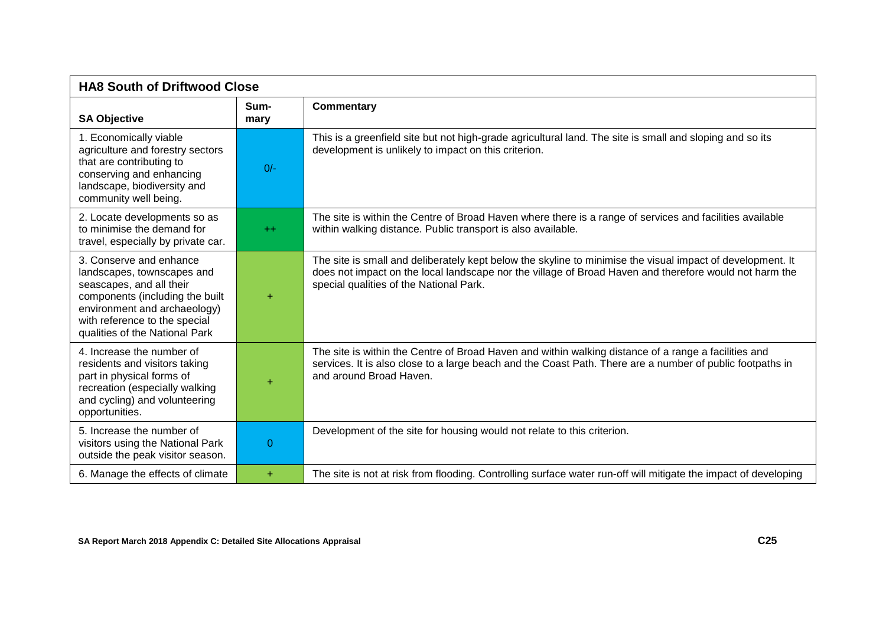| HA8 South of Driftwood Close | | |
|---|---|---|
| **SA Objective** | **Sum-mary** | **Commentary** |
| 1. Economically viable agriculture and forestry sectors that are contributing to conserving and enhancing landscape, biodiversity and community well being. | 0/- | This is a greenfield site but not high-grade agricultural land. The site is small and sloping and so its development is unlikely to impact on this criterion. |
| 2. Locate developments so as to minimise the demand for travel, especially by private car. | ++ | The site is within the Centre of Broad Haven where there is a range of services and facilities available within walking distance. Public transport is also available. |
| 3. Conserve and enhance landscapes, townscapes and seascapes, and all their components (including the built environment and archaeology) with reference to the special qualities of the National Park | + | The site is small and deliberately kept below the skyline to minimise the visual impact of development. It does not impact on the local landscape nor the village of Broad Haven and therefore would not harm the special qualities of the National Park. |
| 4. Increase the number of residents and visitors taking part in physical forms of recreation (especially walking and cycling) and volunteering opportunities. | + | The site is within the Centre of Broad Haven and within walking distance of a range a facilities and services. It is also close to a large beach and the Coast Path. There are a number of public footpaths in and around Broad Haven. |
| 5. Increase the number of visitors using the National Park outside the peak visitor season. | 0 | Development of the site for housing would not relate to this criterion. |
| 6. Manage the effects of climate | + | The site is not at risk from flooding. Controlling surface water run-off will mitigate the impact of developing |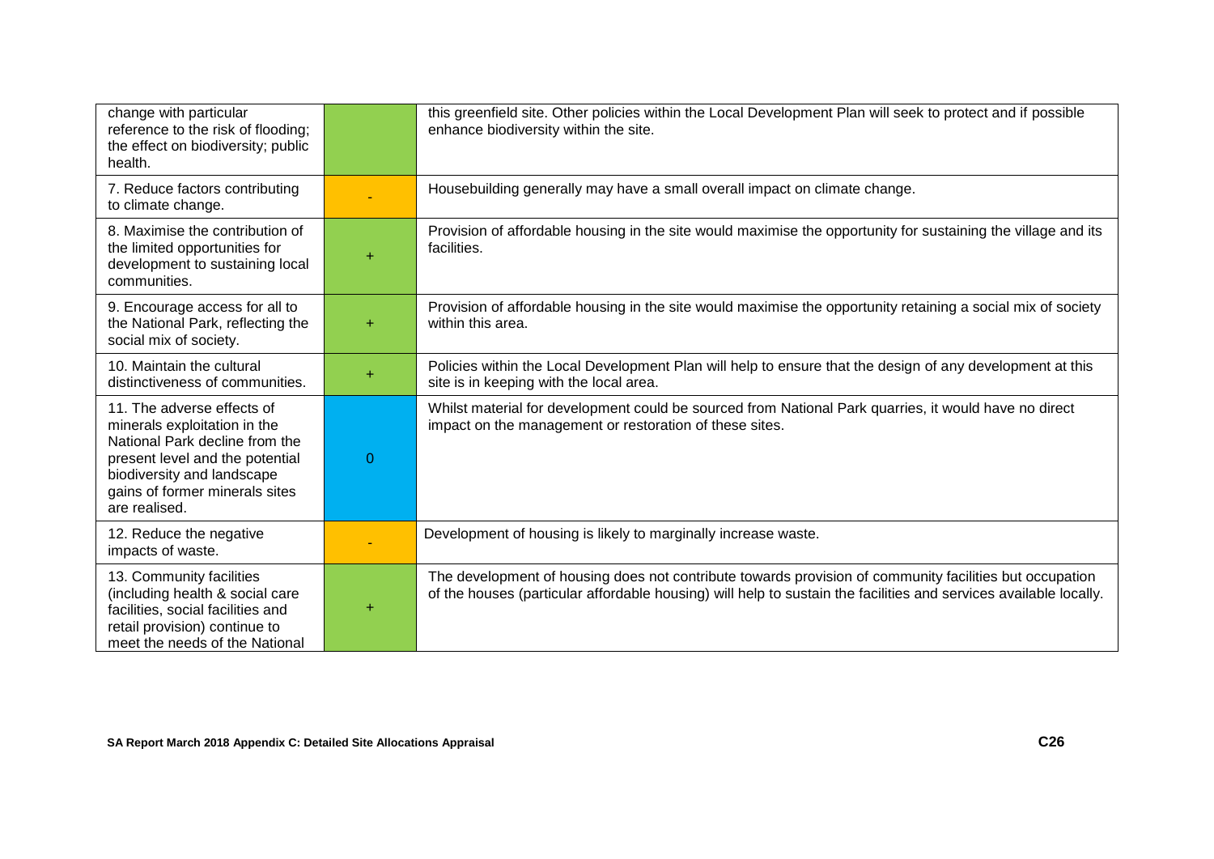| | | |
|---|---|---|
| change with particular reference to the risk of flooding; the effect on biodiversity; public health. | | this greenfield site. Other policies within the Local Development Plan will seek to protect and if possible enhance biodiversity within the site. |
| 7. Reduce factors contributing to climate change. | - | Housebuilding generally may have a small overall impact on climate change. |
| 8. Maximise the contribution of the limited opportunities for development to sustaining local communities. | + | Provision of affordable housing in the site would maximise the opportunity for sustaining the village and its facilities. |
| 9. Encourage access for all to the National Park, reflecting the social mix of society. | + | Provision of affordable housing in the site would maximise the opportunity retaining a social mix of society within this area. |
| 10. Maintain the cultural distinctiveness of communities. | + | Policies within the Local Development Plan will help to ensure that the design of any development at this site is in keeping with the local area. |
| 11. The adverse effects of minerals exploitation in the National Park decline from the present level and the potential biodiversity and landscape gains of former minerals sites are realised. | 0 | Whilst material for development could be sourced from National Park quarries, it would have no direct impact on the management or restoration of these sites. |
| 12. Reduce the negative impacts of waste. | - | Development of housing is likely to marginally increase waste. |
| 13. Community facilities (including health & social care facilities, social facilities and retail provision) continue to meet the needs of the National | + | The development of housing does not contribute towards provision of community facilities but occupation of the houses (particular affordable housing) will help to sustain the facilities and services available locally. |

**SA Report March 2018 Appendix C: Detailed Site Allocations Appraisal**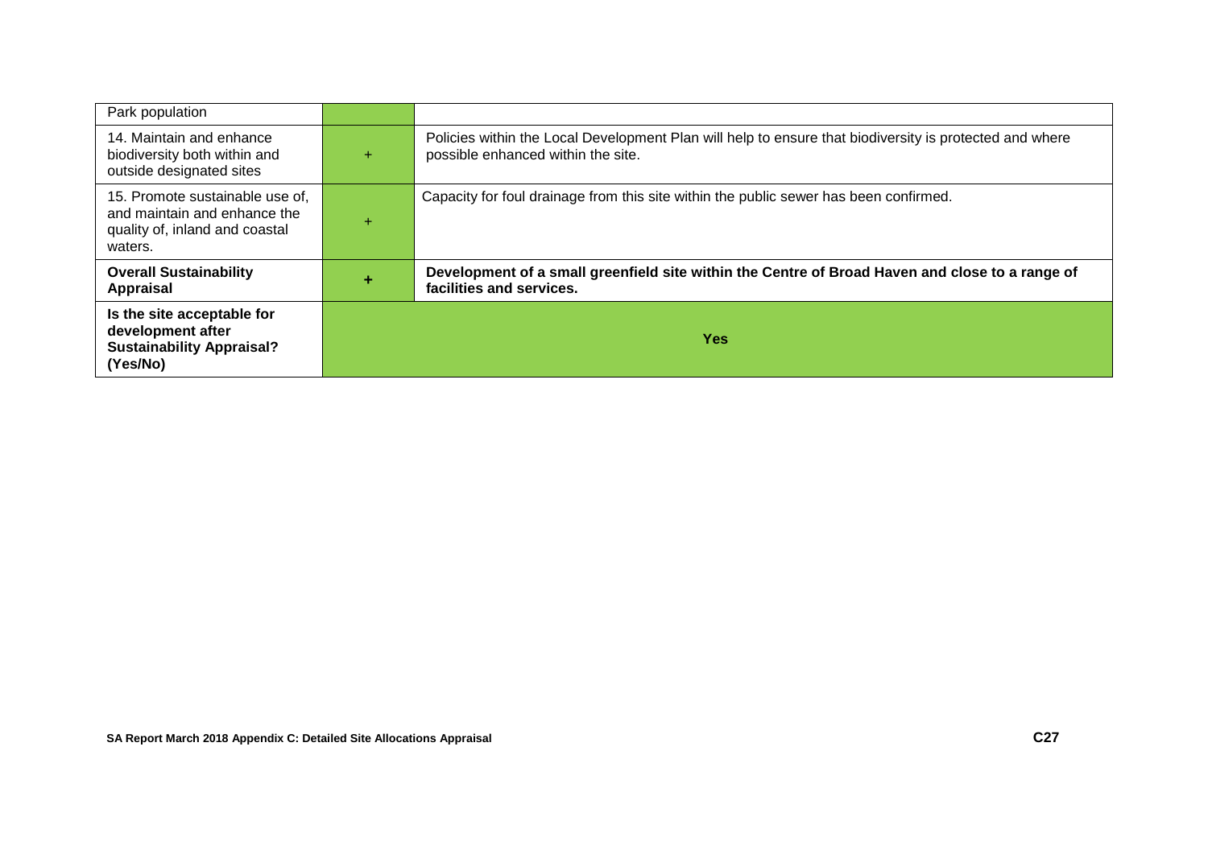| | | |
|---|---|---|
| Park population | | |
| 14. Maintain and enhance biodiversity both within and outside designated sites | + | Policies within the Local Development Plan will help to ensure that biodiversity is protected and where possible enhanced within the site. |
| 15. Promote sustainable use of, and maintain and enhance the quality of, inland and coastal waters. | + | Capacity for foul drainage from this site within the public sewer has been confirmed. |
| **Overall Sustainability Appraisal** | **+** | **Development of a small greenfield site within the Centre of Broad Haven and close to a range of facilities and services.** |
| **Is the site acceptable for development after Sustainability Appraisal? (Yes/No)** | **Yes** | |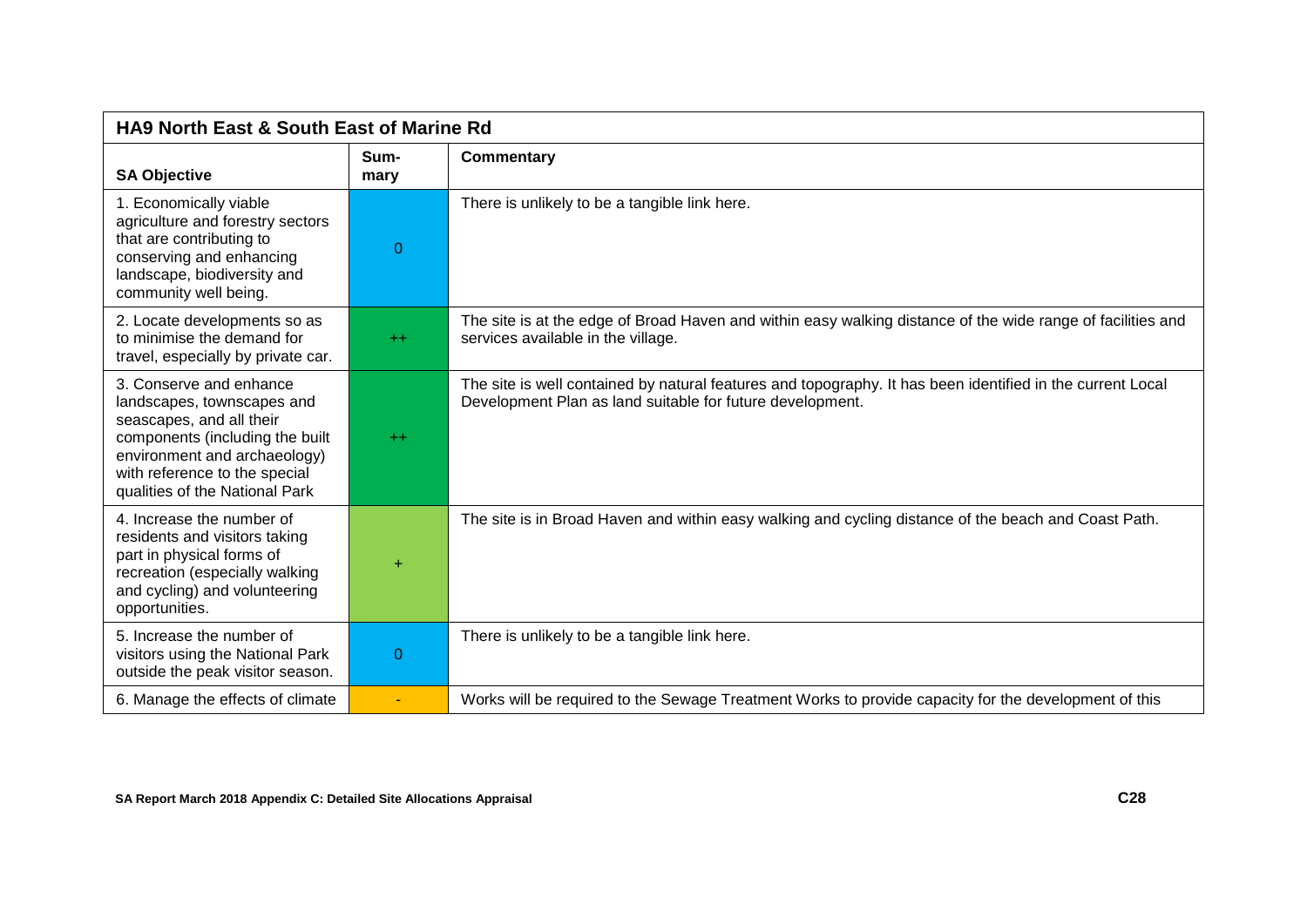| HA9 North East & South East of Marine Rd | | |
|---|---|---|
| **SA Objective** | **Sum-mary** | **Commentary** |
| 1. Economically viable agriculture and forestry sectors that are contributing to conserving and enhancing landscape, biodiversity and community well being. | 0 | There is unlikely to be a tangible link here. |
| 2. Locate developments so as to minimise the demand for travel, especially by private car. | ++ | The site is at the edge of Broad Haven and within easy walking distance of the wide range of facilities and services available in the village. |
| 3. Conserve and enhance landscapes, townscapes and seascapes, and all their components (including the built environment and archaeology) with reference to the special qualities of the National Park | ++ | The site is well contained by natural features and topography. It has been identified in the current Local Development Plan as land suitable for future development. |
| 4. Increase the number of residents and visitors taking part in physical forms of recreation (especially walking and cycling) and volunteering opportunities. | + | The site is in Broad Haven and within easy walking and cycling distance of the beach and Coast Path. |
| 5. Increase the number of visitors using the National Park outside the peak visitor season. | 0 | There is unlikely to be a tangible link here. |
| 6. Manage the effects of climate | - | Works will be required to the Sewage Treatment Works to provide capacity for the development of this |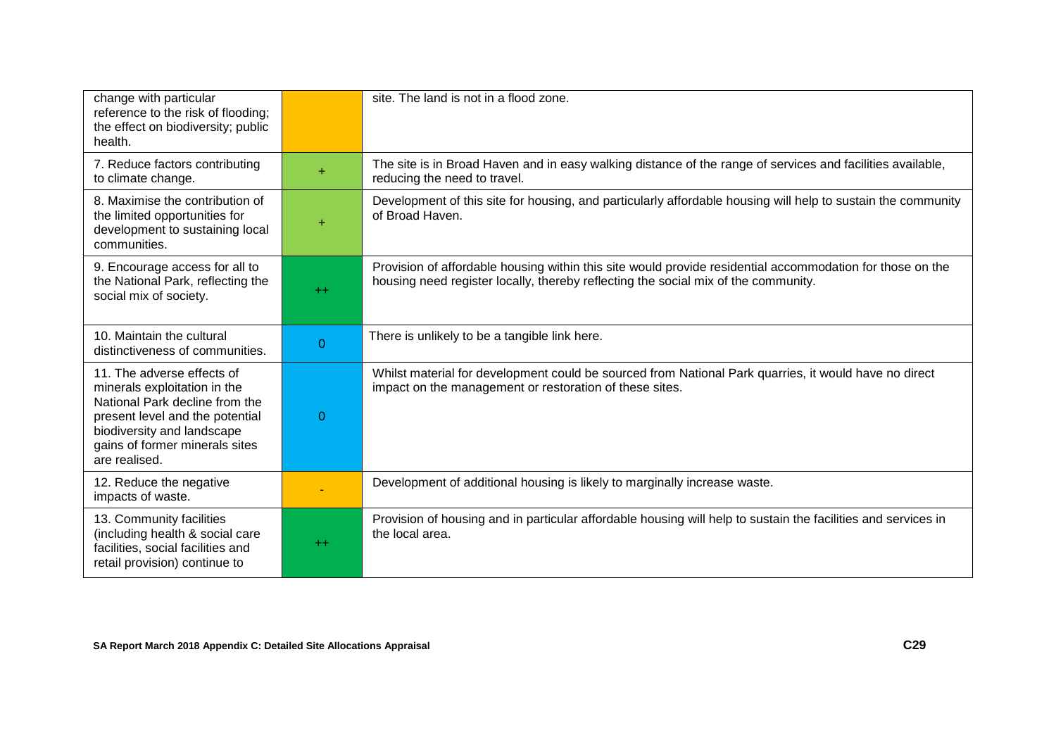| | | |
|---|---|---|
| change with particular reference to the risk of flooding; the effect on biodiversity; public health. | | site. The land is not in a flood zone. |
| 7. Reduce factors contributing to climate change. | + | The site is in Broad Haven and in easy walking distance of the range of services and facilities available, reducing the need to travel. |
| 8. Maximise the contribution of the limited opportunities for development to sustaining local communities. | + | Development of this site for housing, and particularly affordable housing will help to sustain the community of Broad Haven. |
| 9. Encourage access for all to the National Park, reflecting the social mix of society. | ++ | Provision of affordable housing within this site would provide residential accommodation for those on the housing need register locally, thereby reflecting the social mix of the community. |
| 10. Maintain the cultural distinctiveness of communities. | 0 | There is unlikely to be a tangible link here. |
| 11. The adverse effects of minerals exploitation in the National Park decline from the present level and the potential biodiversity and landscape gains of former minerals sites are realised. | 0 | Whilst material for development could be sourced from National Park quarries, it would have no direct impact on the management or restoration of these sites. |
| 12. Reduce the negative impacts of waste. | - | Development of additional housing is likely to marginally increase waste. |
| 13. Community facilities (including health & social care facilities, social facilities and retail provision) continue to | ++ | Provision of housing and in particular affordable housing will help to sustain the facilities and services in the local area. |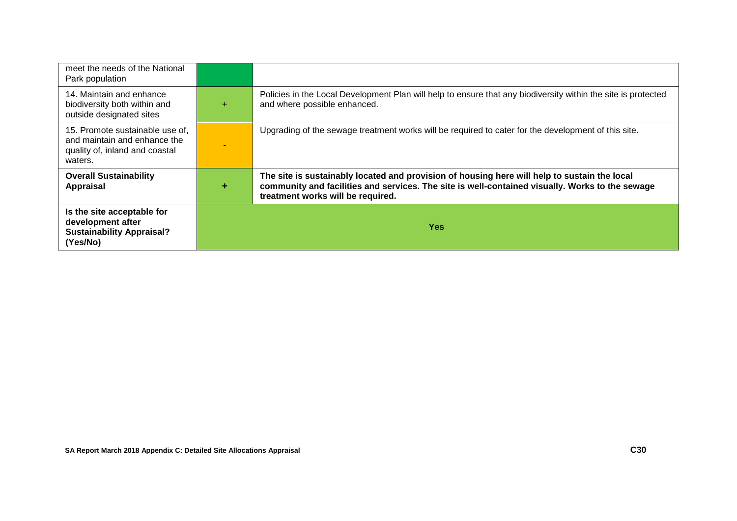| | | |
|---|---|---|
| meet the needs of the National Park population | | |
| 14. Maintain and enhance biodiversity both within and outside designated sites | + | Policies in the Local Development Plan will help to ensure that any biodiversity within the site is protected and where possible enhanced. |
| 15. Promote sustainable use of, and maintain and enhance the quality of, inland and coastal waters. | - | Upgrading of the sewage treatment works will be required to cater for the development of this site. |
| **Overall Sustainability Appraisal** | **+** | **The site is sustainably located and provision of housing here will help to sustain the local community and facilities and services. The site is well-contained visually. Works to the sewage treatment works will be required.** |
| **Is the site acceptable for development after Sustainability Appraisal? (Yes/No)** | **Yes** | |

**SA Report March 2018 Appendix C: Detailed Site Allocations Appraisal**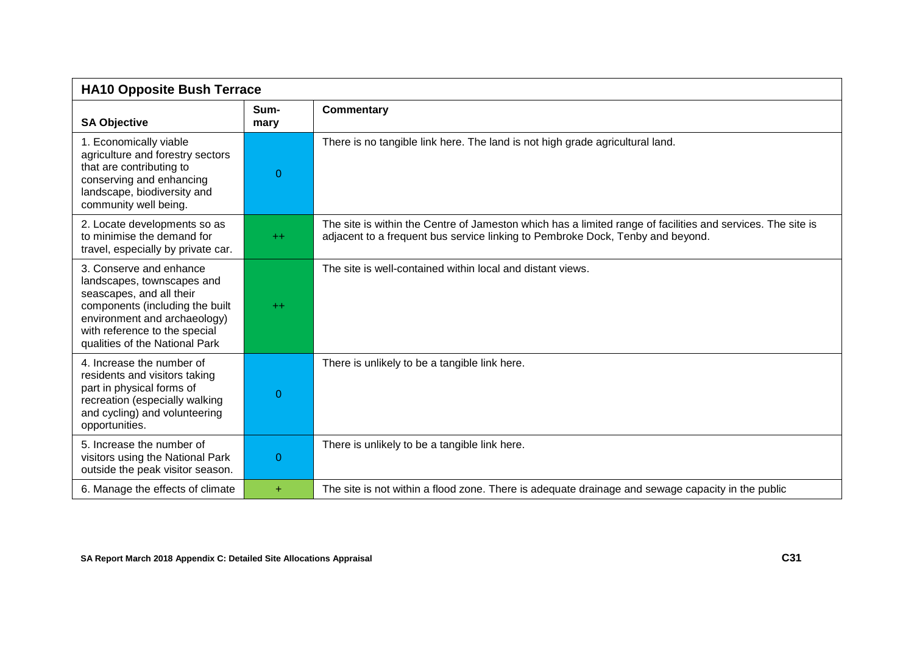## HA10 Opposite Bush Terrace

| SA Objective | Sum-mary | Commentary |
|---|---|---|
| 1. Economically viable agriculture and forestry sectors that are contributing to conserving and enhancing landscape, biodiversity and community well being. | 0 | There is no tangible link here. The land is not high grade agricultural land. |
| 2. Locate developments so as to minimise the demand for travel, especially by private car. | ++ | The site is within the Centre of Jameston which has a limited range of facilities and services. The site is adjacent to a frequent bus service linking to Pembroke Dock, Tenby and beyond. |
| 3. Conserve and enhance landscapes, townscapes and seascapes, and all their components (including the built environment and archaeology) with reference to the special qualities of the National Park | ++ | The site is well-contained within local and distant views. |
| 4. Increase the number of residents and visitors taking part in physical forms of recreation (especially walking and cycling) and volunteering opportunities. | 0 | There is unlikely to be a tangible link here. |
| 5. Increase the number of visitors using the National Park outside the peak visitor season. | 0 | There is unlikely to be a tangible link here. |
| 6. Manage the effects of climate | + | The site is not within a flood zone. There is adequate drainage and sewage capacity in the public |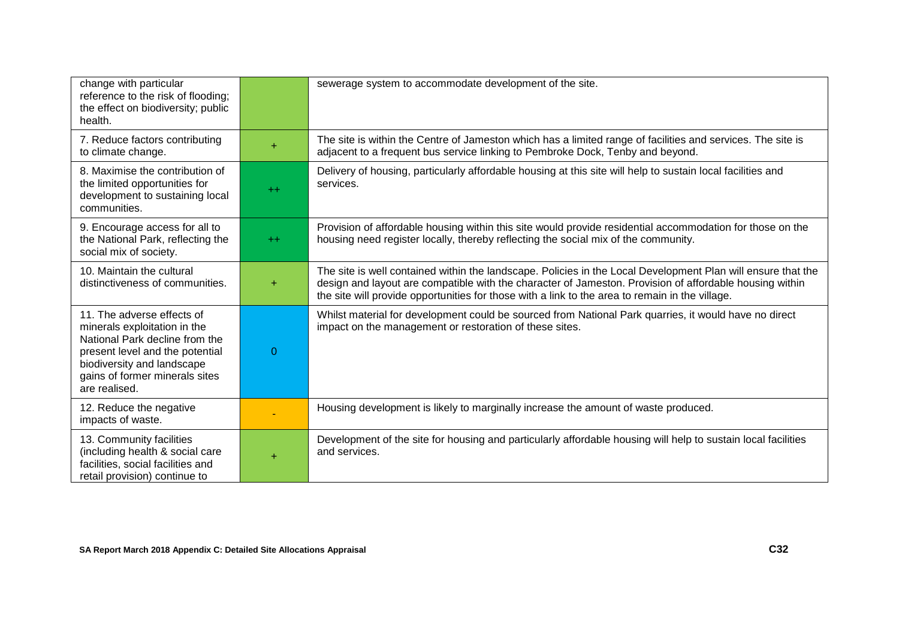| | | |
|---|---|---|
| change with particular reference to the risk of flooding; the effect on biodiversity; public health. | | sewerage system to accommodate development of the site. |
| 7. Reduce factors contributing to climate change. | + | The site is within the Centre of Jameston which has a limited range of facilities and services. The site is adjacent to a frequent bus service linking to Pembroke Dock, Tenby and beyond. |
| 8. Maximise the contribution of the limited opportunities for development to sustaining local communities. | ++ | Delivery of housing, particularly affordable housing at this site will help to sustain local facilities and services. |
| 9. Encourage access for all to the National Park, reflecting the social mix of society. | ++ | Provision of affordable housing within this site would provide residential accommodation for those on the housing need register locally, thereby reflecting the social mix of the community. |
| 10. Maintain the cultural distinctiveness of communities. | + | The site is well contained within the landscape. Policies in the Local Development Plan will ensure that the design and layout are compatible with the character of Jameston. Provision of affordable housing within the site will provide opportunities for those with a link to the area to remain in the village. |
| 11. The adverse effects of minerals exploitation in the National Park decline from the present level and the potential biodiversity and landscape gains of former minerals sites are realised. | 0 | Whilst material for development could be sourced from National Park quarries, it would have no direct impact on the management or restoration of these sites. |
| 12. Reduce the negative impacts of waste. | - | Housing development is likely to marginally increase the amount of waste produced. |
| 13. Community facilities (including health & social care facilities, social facilities and retail provision) continue to | + | Development of the site for housing and particularly affordable housing will help to sustain local facilities and services. |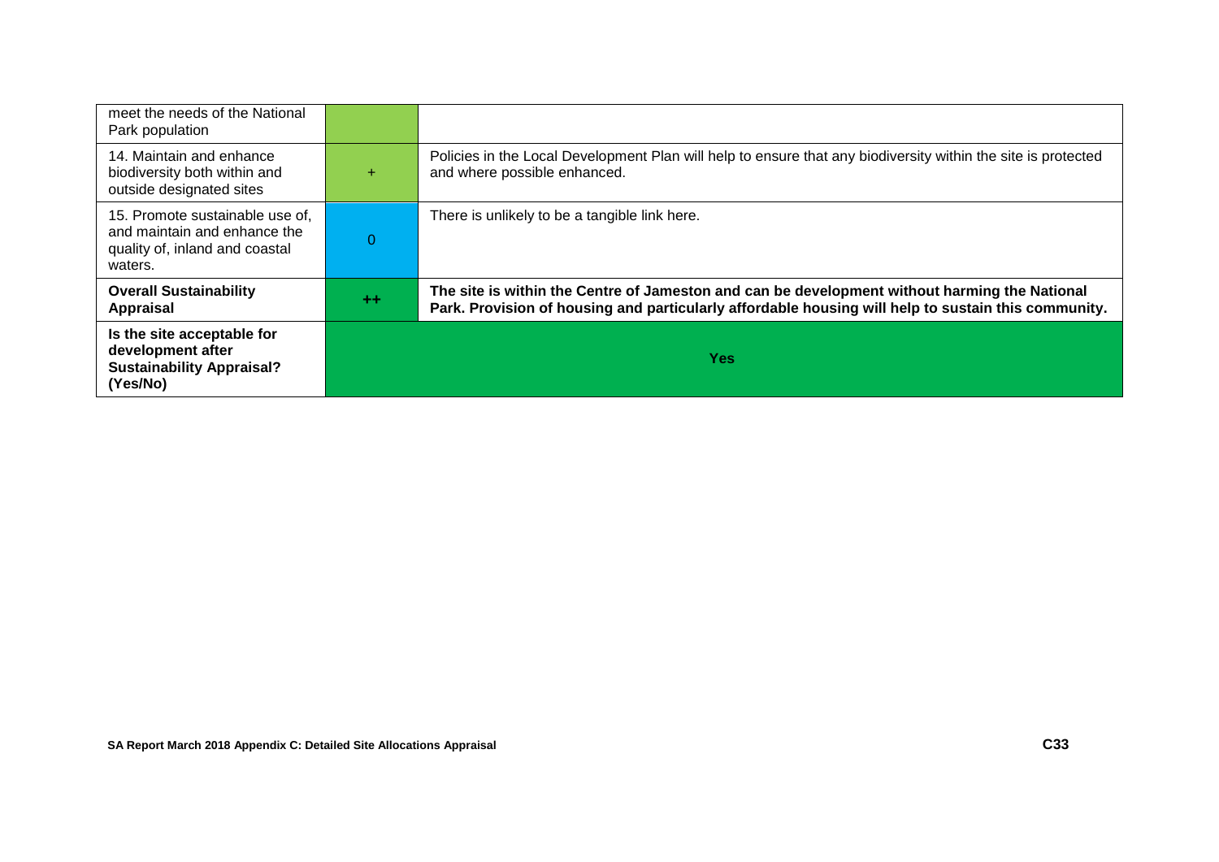| | | |
|---|---|---|
| meet the needs of the National Park population | | |
| 14. Maintain and enhance biodiversity both within and outside designated sites | + | Policies in the Local Development Plan will help to ensure that any biodiversity within the site is protected and where possible enhanced. |
| 15. Promote sustainable use of, and maintain and enhance the quality of, inland and coastal waters. | 0 | There is unlikely to be a tangible link here. |
| **Overall Sustainability Appraisal** | **++** | **The site is within the Centre of Jameston and can be development without harming the National Park. Provision of housing and particularly affordable housing will help to sustain this community.** |
| **Is the site acceptable for development after Sustainability Appraisal? (Yes/No)** | **Yes** | |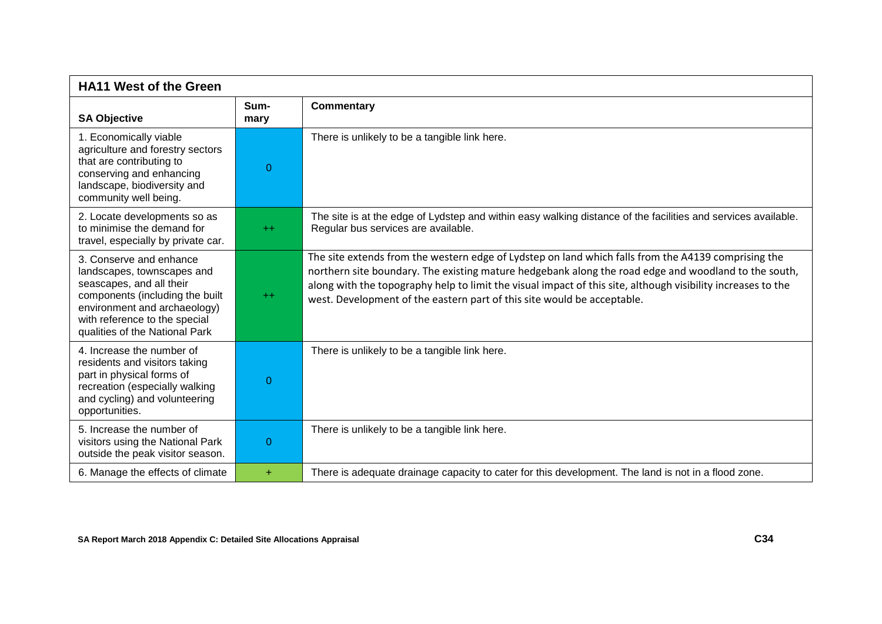| HA11 West of the Green | | |
|---|---|---|
| **SA Objective** | **Sum-mary** | **Commentary** |
| 1. Economically viable agriculture and forestry sectors that are contributing to conserving and enhancing landscape, biodiversity and community well being. | 0 | There is unlikely to be a tangible link here. |
| 2. Locate developments so as to minimise the demand for travel, especially by private car. | ++ | The site is at the edge of Lydstep and within easy walking distance of the facilities and services available. Regular bus services are available. |
| 3. Conserve and enhance landscapes, townscapes and seascapes, and all their components (including the built environment and archaeology) with reference to the special qualities of the National Park | ++ | The site extends from the western edge of Lydstep on land which falls from the A4139 comprising the northern site boundary. The existing mature hedgebank along the road edge and woodland to the south, along with the topography help to limit the visual impact of this site, although visibility increases to the west. Development of the eastern part of this site would be acceptable. |
| 4. Increase the number of residents and visitors taking part in physical forms of recreation (especially walking and cycling) and volunteering opportunities. | 0 | There is unlikely to be a tangible link here. |
| 5. Increase the number of visitors using the National Park outside the peak visitor season. | 0 | There is unlikely to be a tangible link here. |
| 6. Manage the effects of climate | + | There is adequate drainage capacity to cater for this development. The land is not in a flood zone. |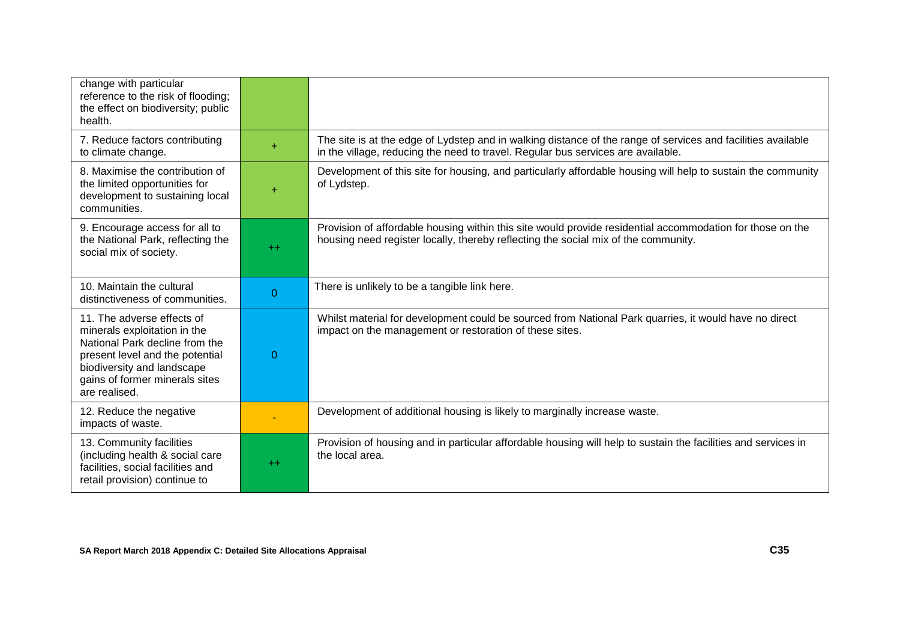| | | |
|---|---|---|
| change with particular reference to the risk of flooding; the effect on biodiversity; public health. | | |
| 7. Reduce factors contributing to climate change. | + | The site is at the edge of Lydstep and in walking distance of the range of services and facilities available in the village, reducing the need to travel. Regular bus services are available. |
| 8. Maximise the contribution of the limited opportunities for development to sustaining local communities. | + | Development of this site for housing, and particularly affordable housing will help to sustain the community of Lydstep. |
| 9. Encourage access for all to the National Park, reflecting the social mix of society. | ++ | Provision of affordable housing within this site would provide residential accommodation for those on the housing need register locally, thereby reflecting the social mix of the community. |
| 10. Maintain the cultural distinctiveness of communities. | 0 | There is unlikely to be a tangible link here. |
| 11. The adverse effects of minerals exploitation in the National Park decline from the present level and the potential biodiversity and landscape gains of former minerals sites are realised. | 0 | Whilst material for development could be sourced from National Park quarries, it would have no direct impact on the management or restoration of these sites. |
| 12. Reduce the negative impacts of waste. | - | Development of additional housing is likely to marginally increase waste. |
| 13. Community facilities (including health & social care facilities, social facilities and retail provision) continue to | ++ | Provision of housing and in particular affordable housing will help to sustain the facilities and services in the local area. |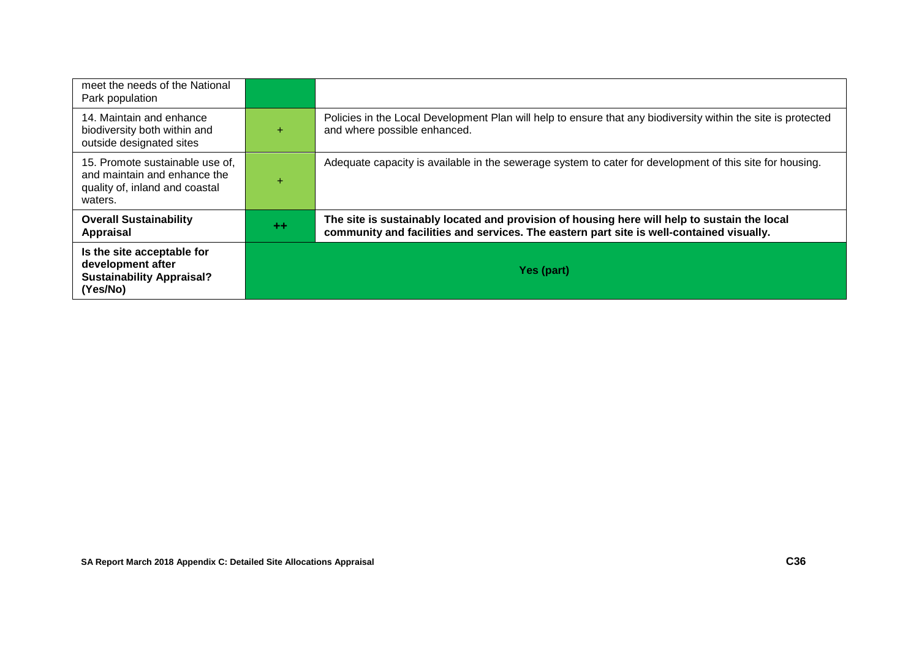| meet the needs of the National Park population | | |
|---|---|---|
| 14. Maintain and enhance biodiversity both within and outside designated sites | + | Policies in the Local Development Plan will help to ensure that any biodiversity within the site is protected and where possible enhanced. |
| 15. Promote sustainable use of, and maintain and enhance the quality of, inland and coastal waters. | + | Adequate capacity is available in the sewerage system to cater for development of this site for housing. |
| **Overall Sustainability Appraisal** | **++** | **The site is sustainably located and provision of housing here will help to sustain the local community and facilities and services. The eastern part site is well-contained visually.** |
| **Is the site acceptable for development after Sustainability Appraisal? (Yes/No)** | **Yes (part)** | |

SA Report March 2018 Appendix C: Detailed Site Allocations Appraisal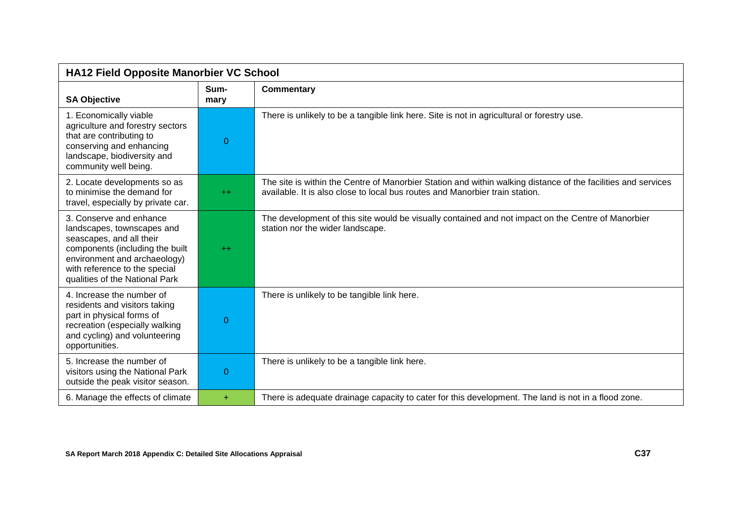| HA12 Field Opposite Manorbier VC School | | |
|---|---|---|
| **SA Objective** | **Sum-mary** | **Commentary** |
| 1. Economically viable agriculture and forestry sectors that are contributing to conserving and enhancing landscape, biodiversity and community well being. | 0 | There is unlikely to be a tangible link here. Site is not in agricultural or forestry use. |
| 2. Locate developments so as to minimise the demand for travel, especially by private car. | ++ | The site is within the Centre of Manorbier Station and within walking distance of the facilities and services available. It is also close to local bus routes and Manorbier train station. |
| 3. Conserve and enhance landscapes, townscapes and seascapes, and all their components (including the built environment and archaeology) with reference to the special qualities of the National Park | ++ | The development of this site would be visually contained and not impact on the Centre of Manorbier station nor the wider landscape. |
| 4. Increase the number of residents and visitors taking part in physical forms of recreation (especially walking and cycling) and volunteering opportunities. | 0 | There is unlikely to be tangible link here. |
| 5. Increase the number of visitors using the National Park outside the peak visitor season. | 0 | There is unlikely to be a tangible link here. |
| 6. Manage the effects of climate | + | There is adequate drainage capacity to cater for this development. The land is not in a flood zone. |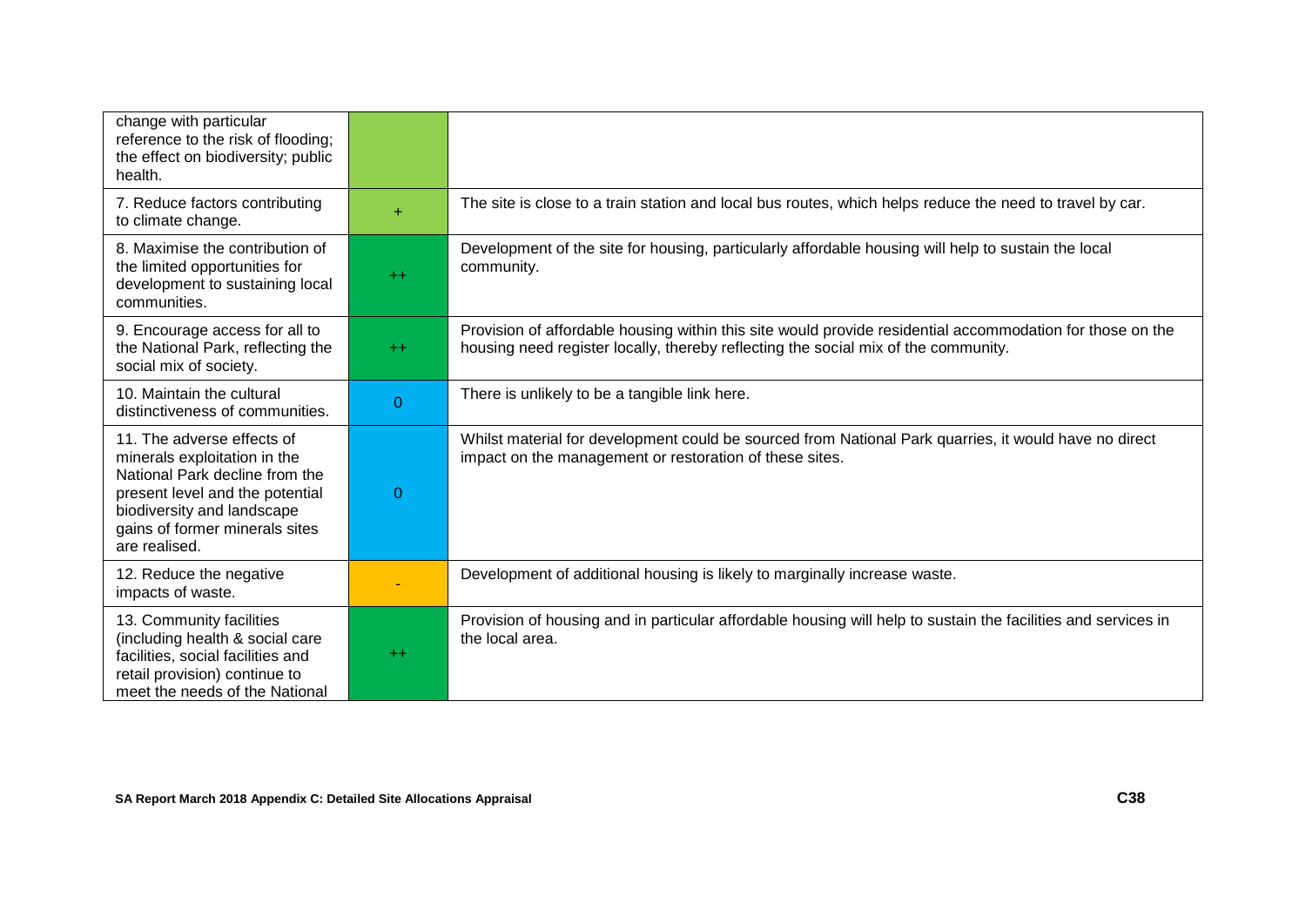| | | |
|---|---|---|
| change with particular reference to the risk of flooding; the effect on biodiversity; public health. | | |
| 7. Reduce factors contributing to climate change. | + | The site is close to a train station and local bus routes, which helps reduce the need to travel by car. |
| 8. Maximise the contribution of the limited opportunities for development to sustaining local communities. | ++ | Development of the site for housing, particularly affordable housing will help to sustain the local community. |
| 9. Encourage access for all to the National Park, reflecting the social mix of society. | ++ | Provision of affordable housing within this site would provide residential accommodation for those on the housing need register locally, thereby reflecting the social mix of the community. |
| 10. Maintain the cultural distinctiveness of communities. | 0 | There is unlikely to be a tangible link here. |
| 11. The adverse effects of minerals exploitation in the National Park decline from the present level and the potential biodiversity and landscape gains of former minerals sites are realised. | 0 | Whilst material for development could be sourced from National Park quarries, it would have no direct impact on the management or restoration of these sites. |
| 12. Reduce the negative impacts of waste. | - | Development of additional housing is likely to marginally increase waste. |
| 13. Community facilities (including health & social care facilities, social facilities and retail provision) continue to meet the needs of the National | ++ | Provision of housing and in particular affordable housing will help to sustain the facilities and services in the local area. |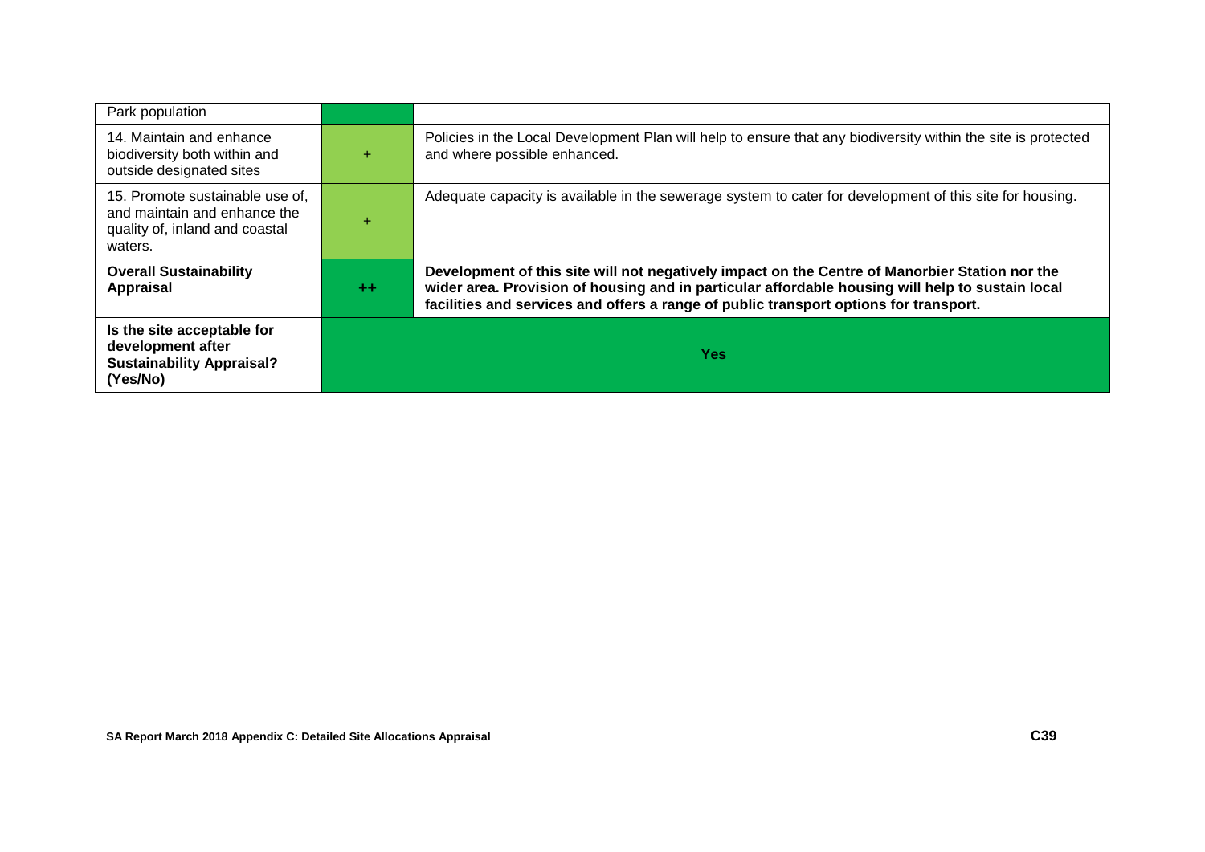| | | |
|---|---|---|
| Park population | | |
| 14. Maintain and enhance biodiversity both within and outside designated sites | + | Policies in the Local Development Plan will help to ensure that any biodiversity within the site is protected and where possible enhanced. |
| 15. Promote sustainable use of, and maintain and enhance the quality of, inland and coastal waters. | + | Adequate capacity is available in the sewerage system to cater for development of this site for housing. |
| **Overall Sustainability Appraisal** | **++** | **Development of this site will not negatively impact on the Centre of Manorbier Station nor the wider area. Provision of housing and in particular affordable housing will help to sustain local facilities and services and offers a range of public transport options for transport.** |
| **Is the site acceptable for development after Sustainability Appraisal? (Yes/No)** | **Yes** | |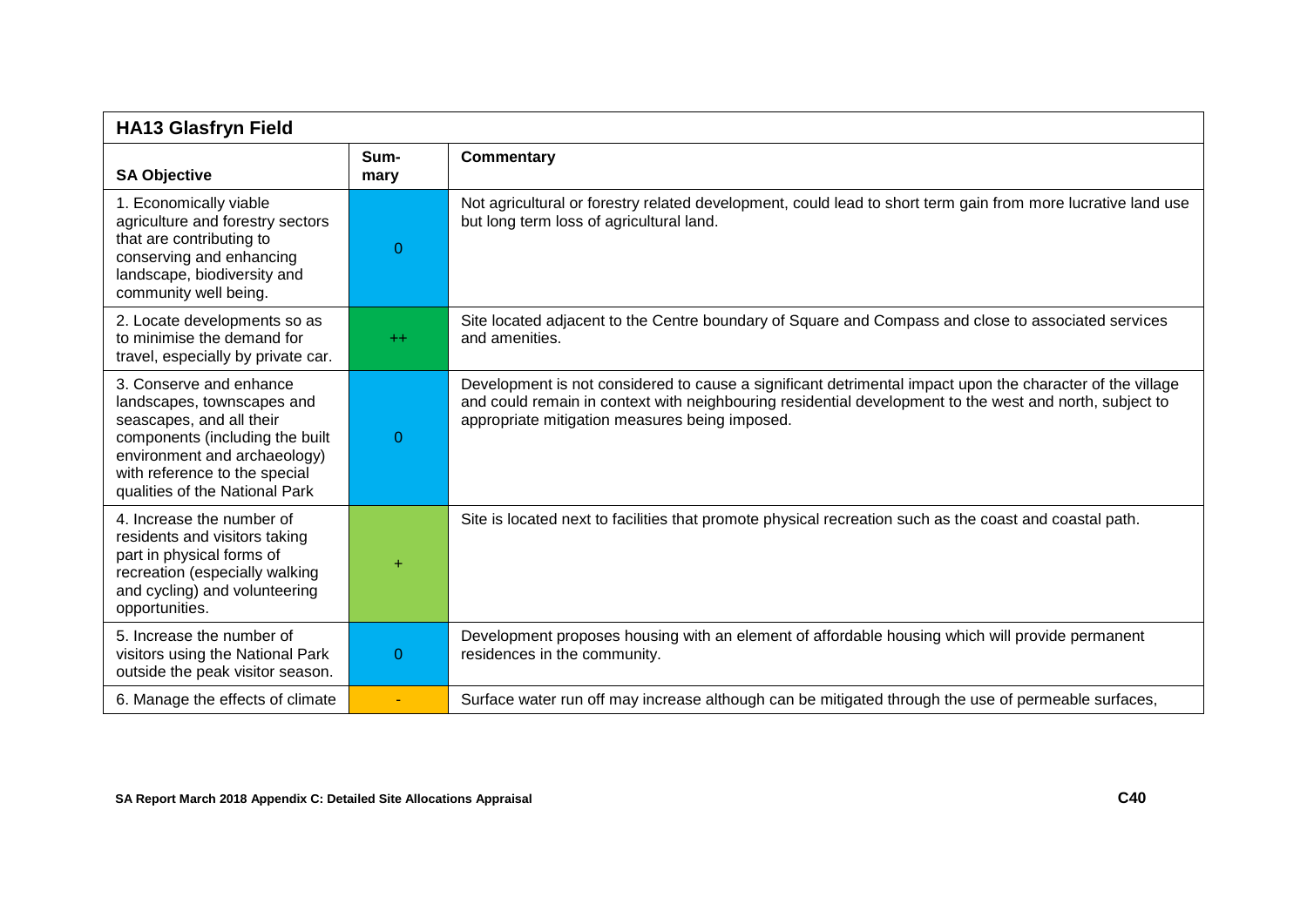| HA13 Glasfryn Field | | |
|---|---|---|
| **SA Objective** | **Sum-mary** | **Commentary** |
| 1. Economically viable agriculture and forestry sectors that are contributing to conserving and enhancing landscape, biodiversity and community well being. | 0 | Not agricultural or forestry related development, could lead to short term gain from more lucrative land use but long term loss of agricultural land. |
| 2. Locate developments so as to minimise the demand for travel, especially by private car. | ++ | Site located adjacent to the Centre boundary of Square and Compass and close to associated services and amenities. |
| 3. Conserve and enhance landscapes, townscapes and seascapes, and all their components (including the built environment and archaeology) with reference to the special qualities of the National Park | 0 | Development is not considered to cause a significant detrimental impact upon the character of the village and could remain in context with neighbouring residential development to the west and north, subject to appropriate mitigation measures being imposed. |
| 4. Increase the number of residents and visitors taking part in physical forms of recreation (especially walking and cycling) and volunteering opportunities. | + | Site is located next to facilities that promote physical recreation such as the coast and coastal path. |
| 5. Increase the number of visitors using the National Park outside the peak visitor season. | 0 | Development proposes housing with an element of affordable housing which will provide permanent residences in the community. |
| 6. Manage the effects of climate | - | Surface water run off may increase although can be mitigated through the use of permeable surfaces, |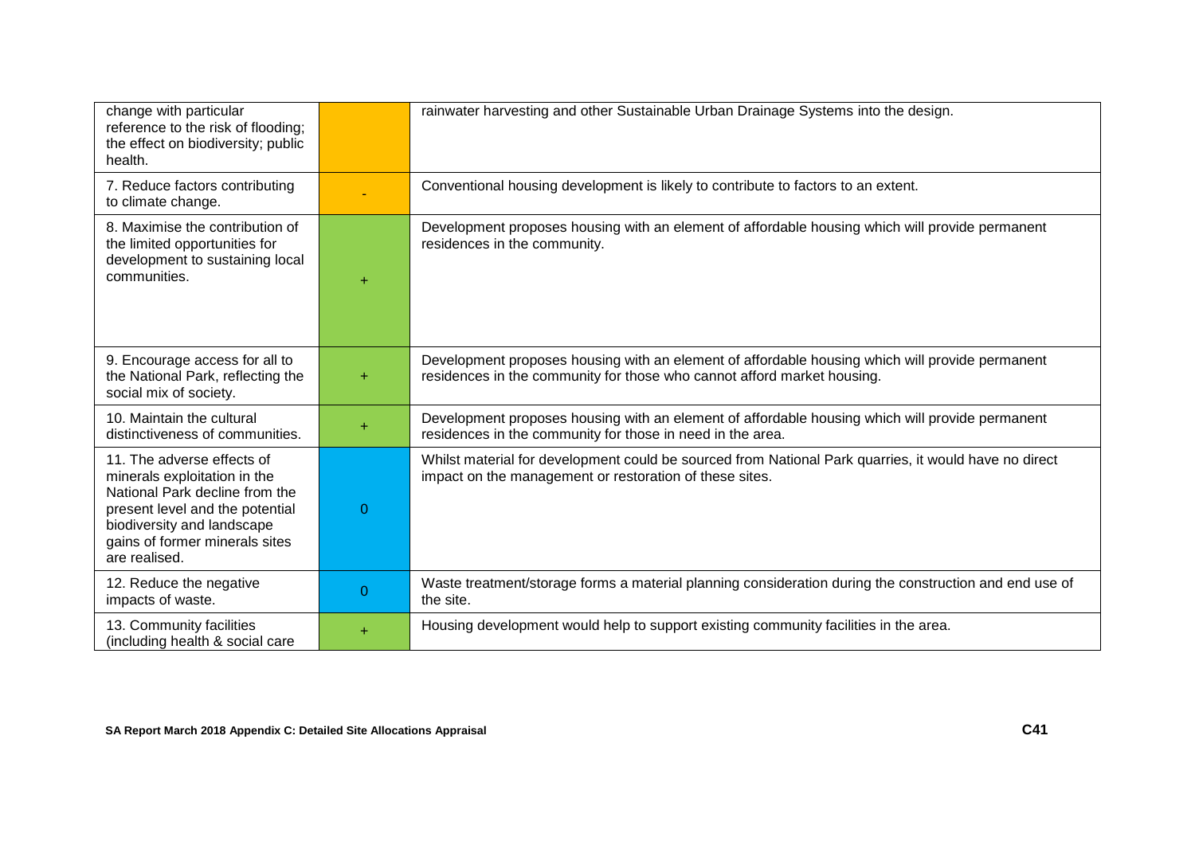| | | |
|---|---|---|
| change with particular reference to the risk of flooding; the effect on biodiversity; public health. | | rainwater harvesting and other Sustainable Urban Drainage Systems into the design. |
| 7. Reduce factors contributing to climate change. | - | Conventional housing development is likely to contribute to factors to an extent. |
| 8. Maximise the contribution of the limited opportunities for development to sustaining local communities. | + | Development proposes housing with an element of affordable housing which will provide permanent residences in the community. |
| 9. Encourage access for all to the National Park, reflecting the social mix of society. | + | Development proposes housing with an element of affordable housing which will provide permanent residences in the community for those who cannot afford market housing. |
| 10. Maintain the cultural distinctiveness of communities. | + | Development proposes housing with an element of affordable housing which will provide permanent residences in the community for those in need in the area. |
| 11. The adverse effects of minerals exploitation in the National Park decline from the present level and the potential biodiversity and landscape gains of former minerals sites are realised. | 0 | Whilst material for development could be sourced from National Park quarries, it would have no direct impact on the management or restoration of these sites. |
| 12. Reduce the negative impacts of waste. | 0 | Waste treatment/storage forms a material planning consideration during the construction and end use of the site. |
| 13. Community facilities (including health & social care | + | Housing development would help to support existing community facilities in the area. |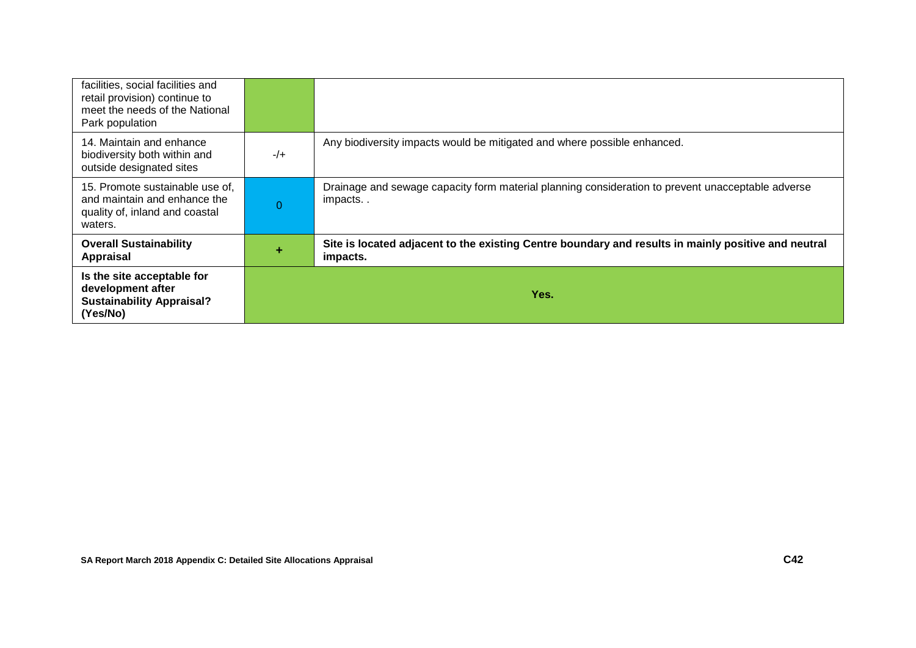| | | |
|---|---|---|
| facilities, social facilities and retail provision) continue to meet the needs of the National Park population | | |
| 14. Maintain and enhance biodiversity both within and outside designated sites | -/+ | Any biodiversity impacts would be mitigated and where possible enhanced. |
| 15. Promote sustainable use of, and maintain and enhance the quality of, inland and coastal waters. | 0 | Drainage and sewage capacity form material planning consideration to prevent unacceptable adverse impacts. . |
| **Overall Sustainability Appraisal** | **+** | **Site is located adjacent to the existing Centre boundary and results in mainly positive and neutral impacts.** |
| **Is the site acceptable for development after Sustainability Appraisal? (Yes/No)** | **Yes.** | |

**SA Report March 2018 Appendix C: Detailed Site Allocations Appraisal**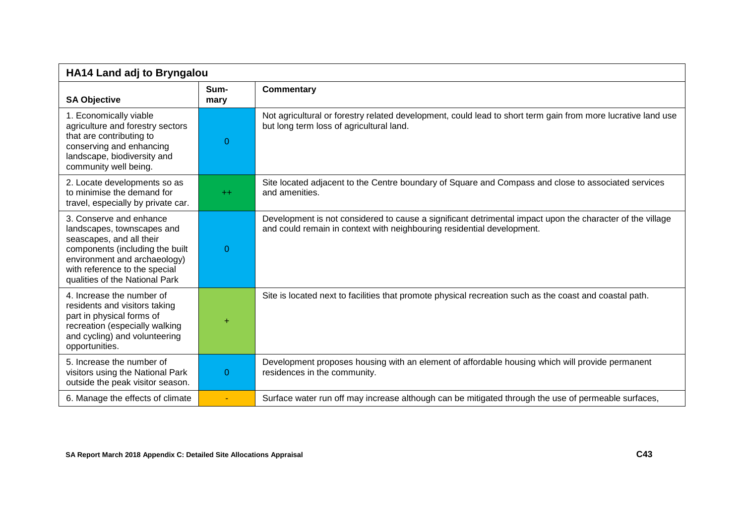| HA14 Land adj to Bryngalou | | |
|---|---|---|
| **SA Objective** | **Sum-mary** | **Commentary** |
| 1. Economically viable agriculture and forestry sectors that are contributing to conserving and enhancing landscape, biodiversity and community well being. | 0 | Not agricultural or forestry related development, could lead to short term gain from more lucrative land use but long term loss of agricultural land. |
| 2. Locate developments so as to minimise the demand for travel, especially by private car. | ++ | Site located adjacent to the Centre boundary of Square and Compass and close to associated services and amenities. |
| 3. Conserve and enhance landscapes, townscapes and seascapes, and all their components (including the built environment and archaeology) with reference to the special qualities of the National Park | 0 | Development is not considered to cause a significant detrimental impact upon the character of the village and could remain in context with neighbouring residential development. |
| 4. Increase the number of residents and visitors taking part in physical forms of recreation (especially walking and cycling) and volunteering opportunities. | + | Site is located next to facilities that promote physical recreation such as the coast and coastal path. |
| 5. Increase the number of visitors using the National Park outside the peak visitor season. | 0 | Development proposes housing with an element of affordable housing which will provide permanent residences in the community. |
| 6. Manage the effects of climate | - | Surface water run off may increase although can be mitigated through the use of permeable surfaces, |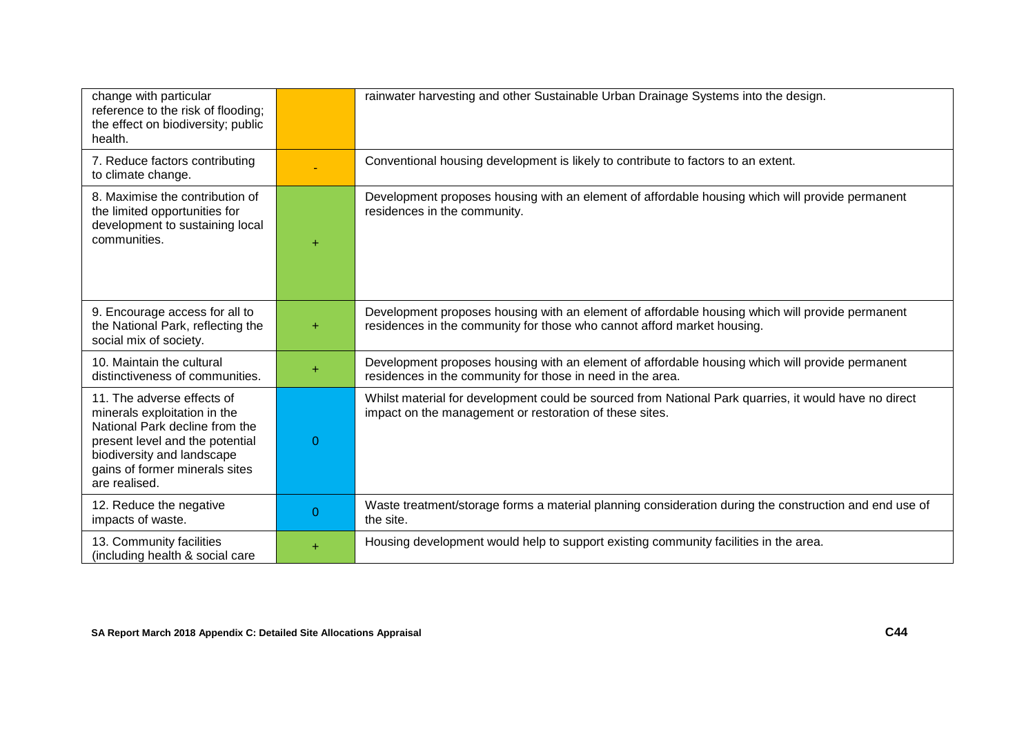| | | |
|---|---|---|
| change with particular reference to the risk of flooding; the effect on biodiversity; public health. | | rainwater harvesting and other Sustainable Urban Drainage Systems into the design. |
| 7. Reduce factors contributing to climate change. | - | Conventional housing development is likely to contribute to factors to an extent. |
| 8. Maximise the contribution of the limited opportunities for development to sustaining local communities. | + | Development proposes housing with an element of affordable housing which will provide permanent residences in the community. |
| 9. Encourage access for all to the National Park, reflecting the social mix of society. | + | Development proposes housing with an element of affordable housing which will provide permanent residences in the community for those who cannot afford market housing. |
| 10. Maintain the cultural distinctiveness of communities. | + | Development proposes housing with an element of affordable housing which will provide permanent residences in the community for those in need in the area. |
| 11. The adverse effects of minerals exploitation in the National Park decline from the present level and the potential biodiversity and landscape gains of former minerals sites are realised. | 0 | Whilst material for development could be sourced from National Park quarries, it would have no direct impact on the management or restoration of these sites. |
| 12. Reduce the negative impacts of waste. | 0 | Waste treatment/storage forms a material planning consideration during the construction and end use of the site. |
| 13. Community facilities (including health & social care | + | Housing development would help to support existing community facilities in the area. |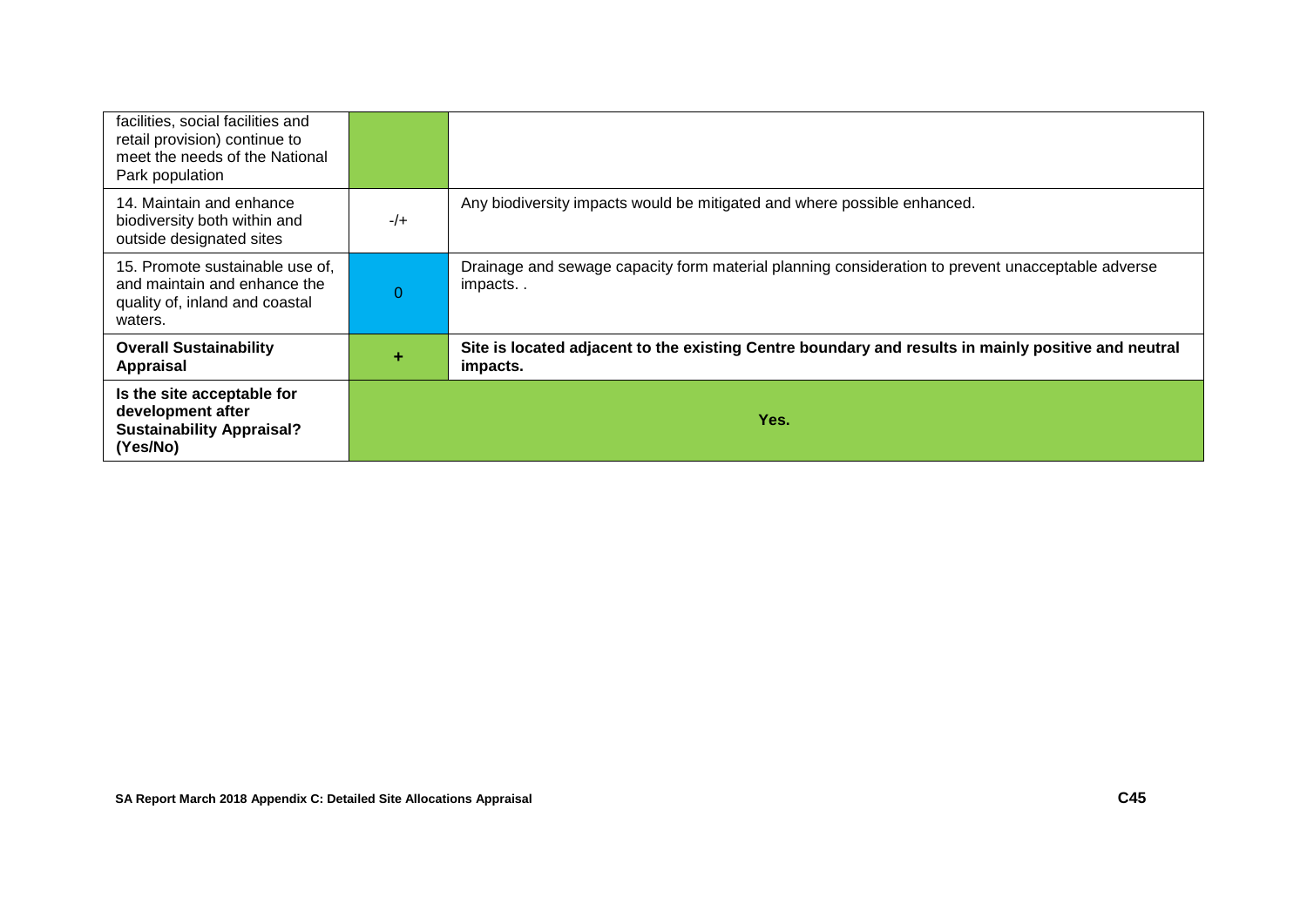| | | |
|---|---|---|
| facilities, social facilities and retail provision) continue to meet the needs of the National Park population | | |
| 14. Maintain and enhance biodiversity both within and outside designated sites | -/+ | Any biodiversity impacts would be mitigated and where possible enhanced. |
| 15. Promote sustainable use of, and maintain and enhance the quality of, inland and coastal waters. | 0 | Drainage and sewage capacity form material planning consideration to prevent unacceptable adverse impacts. . |
| **Overall Sustainability Appraisal** | **+** | **Site is located adjacent to the existing Centre boundary and results in mainly positive and neutral impacts.** |
| **Is the site acceptable for development after Sustainability Appraisal? (Yes/No)** | **Yes.** | |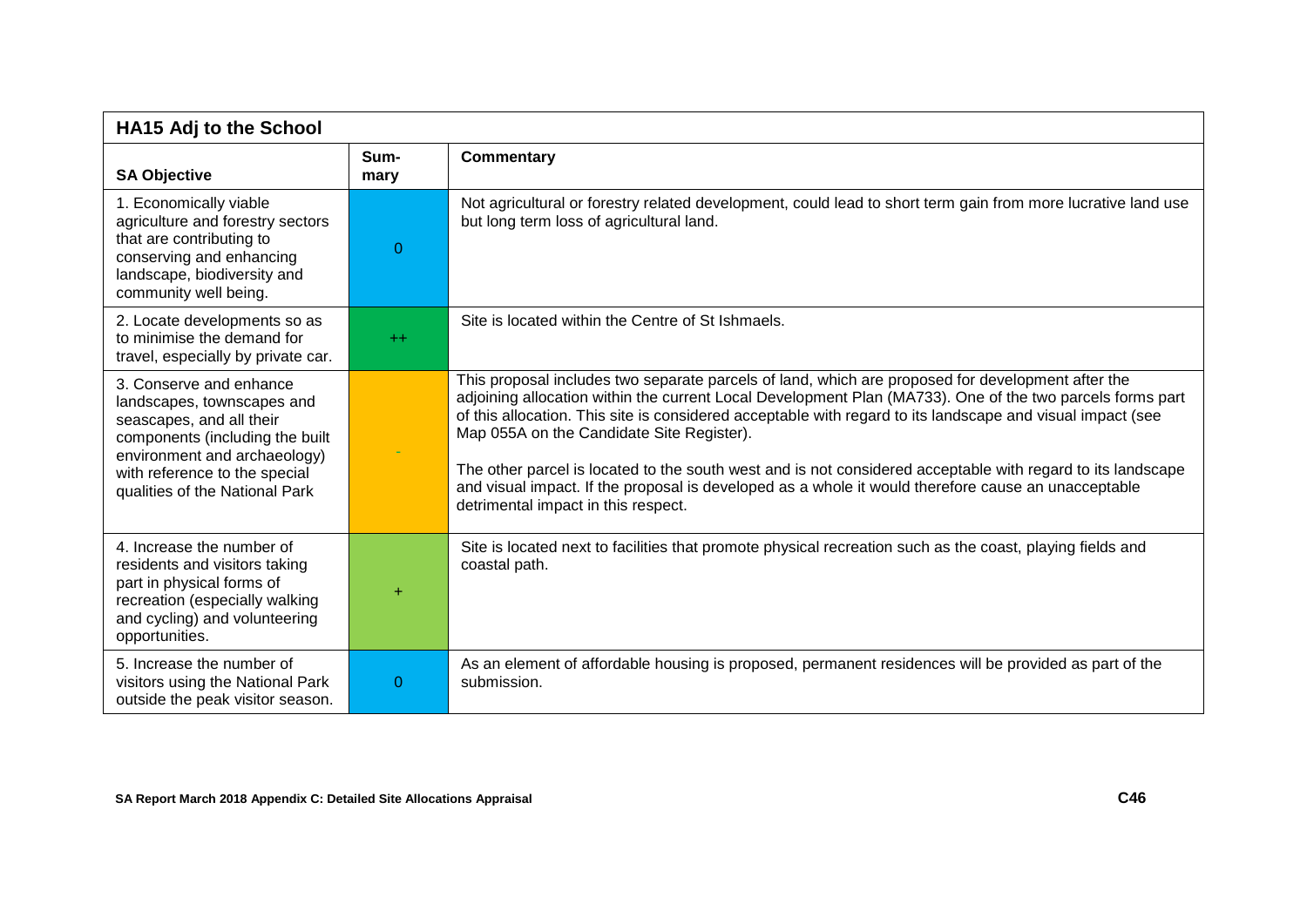| HA15 Adj to the School | | |
|---|---|---|
| **SA Objective** | **Sum-mary** | **Commentary** |
| 1. Economically viable agriculture and forestry sectors that are contributing to conserving and enhancing landscape, biodiversity and community well being. | 0 | Not agricultural or forestry related development, could lead to short term gain from more lucrative land use but long term loss of agricultural land. |
| 2. Locate developments so as to minimise the demand for travel, especially by private car. | ++ | Site is located within the Centre of St Ishmaels. |
| 3. Conserve and enhance landscapes, townscapes and seascapes, and all their components (including the built environment and archaeology) with reference to the special qualities of the National Park | - | This proposal includes two separate parcels of land, which are proposed for development after the adjoining allocation within the current Local Development Plan (MA733). One of the two parcels forms part of this allocation. This site is considered acceptable with regard to its landscape and visual impact (see Map 055A on the Candidate Site Register).<br><br>The other parcel is located to the south west and is not considered acceptable with regard to its landscape and visual impact. If the proposal is developed as a whole it would therefore cause an unacceptable detrimental impact in this respect. |
| 4. Increase the number of residents and visitors taking part in physical forms of recreation (especially walking and cycling) and volunteering opportunities. | + | Site is located next to facilities that promote physical recreation such as the coast, playing fields and coastal path. |
| 5. Increase the number of visitors using the National Park outside the peak visitor season. | 0 | As an element of affordable housing is proposed, permanent residences will be provided as part of the submission. |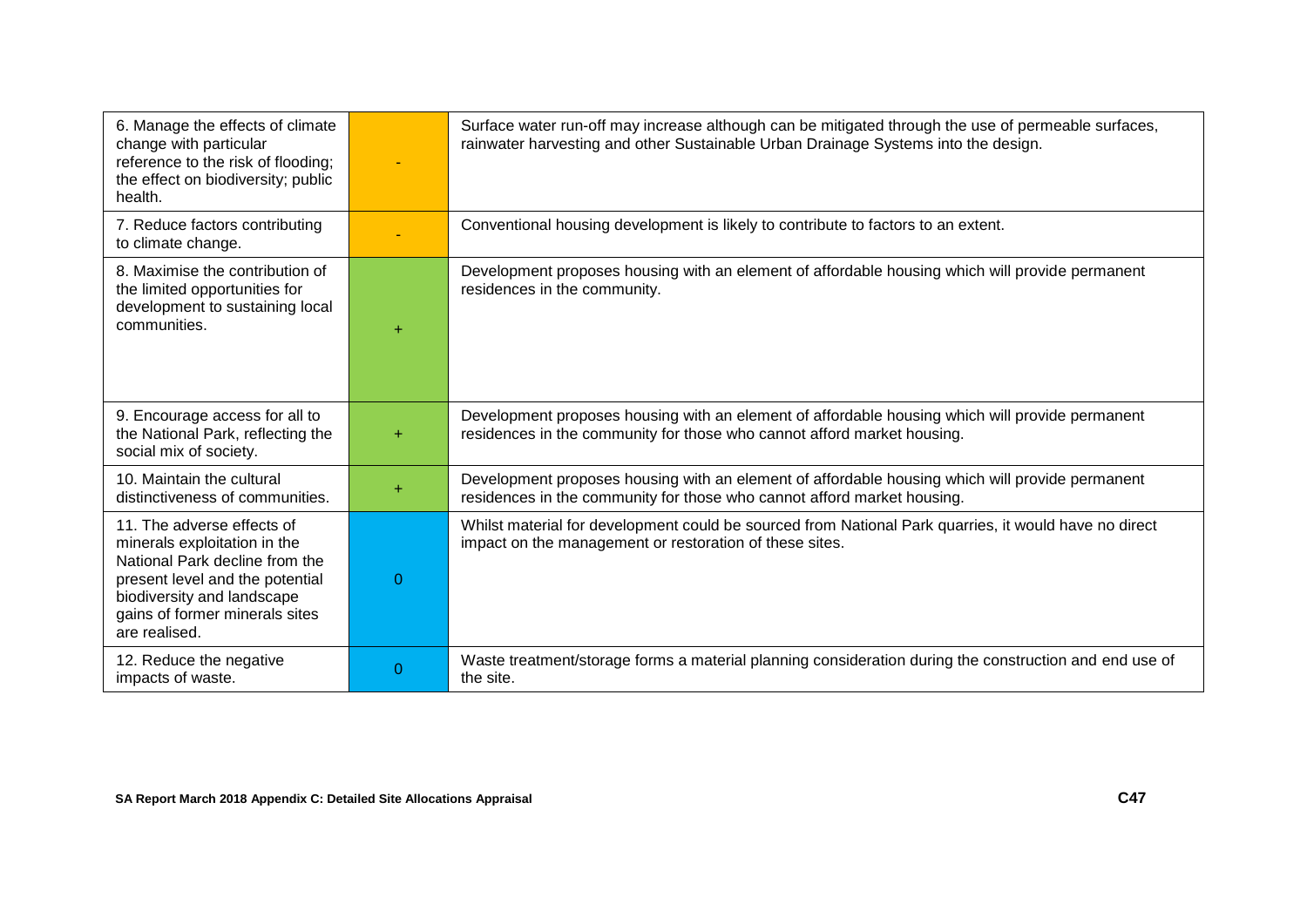| | | |
|---|---|---|
| 6. Manage the effects of climate change with particular reference to the risk of flooding; the effect on biodiversity; public health. | - | Surface water run-off may increase although can be mitigated through the use of permeable surfaces, rainwater harvesting and other Sustainable Urban Drainage Systems into the design. |
| 7. Reduce factors contributing to climate change. | - | Conventional housing development is likely to contribute to factors to an extent. |
| 8. Maximise the contribution of the limited opportunities for development to sustaining local communities. | + | Development proposes housing with an element of affordable housing which will provide permanent residences in the community. |
| 9. Encourage access for all to the National Park, reflecting the social mix of society. | + | Development proposes housing with an element of affordable housing which will provide permanent residences in the community for those who cannot afford market housing. |
| 10. Maintain the cultural distinctiveness of communities. | + | Development proposes housing with an element of affordable housing which will provide permanent residences in the community for those who cannot afford market housing. |
| 11. The adverse effects of minerals exploitation in the National Park decline from the present level and the potential biodiversity and landscape gains of former minerals sites are realised. | 0 | Whilst material for development could be sourced from National Park quarries, it would have no direct impact on the management or restoration of these sites. |
| 12. Reduce the negative impacts of waste. | 0 | Waste treatment/storage forms a material planning consideration during the construction and end use of the site. |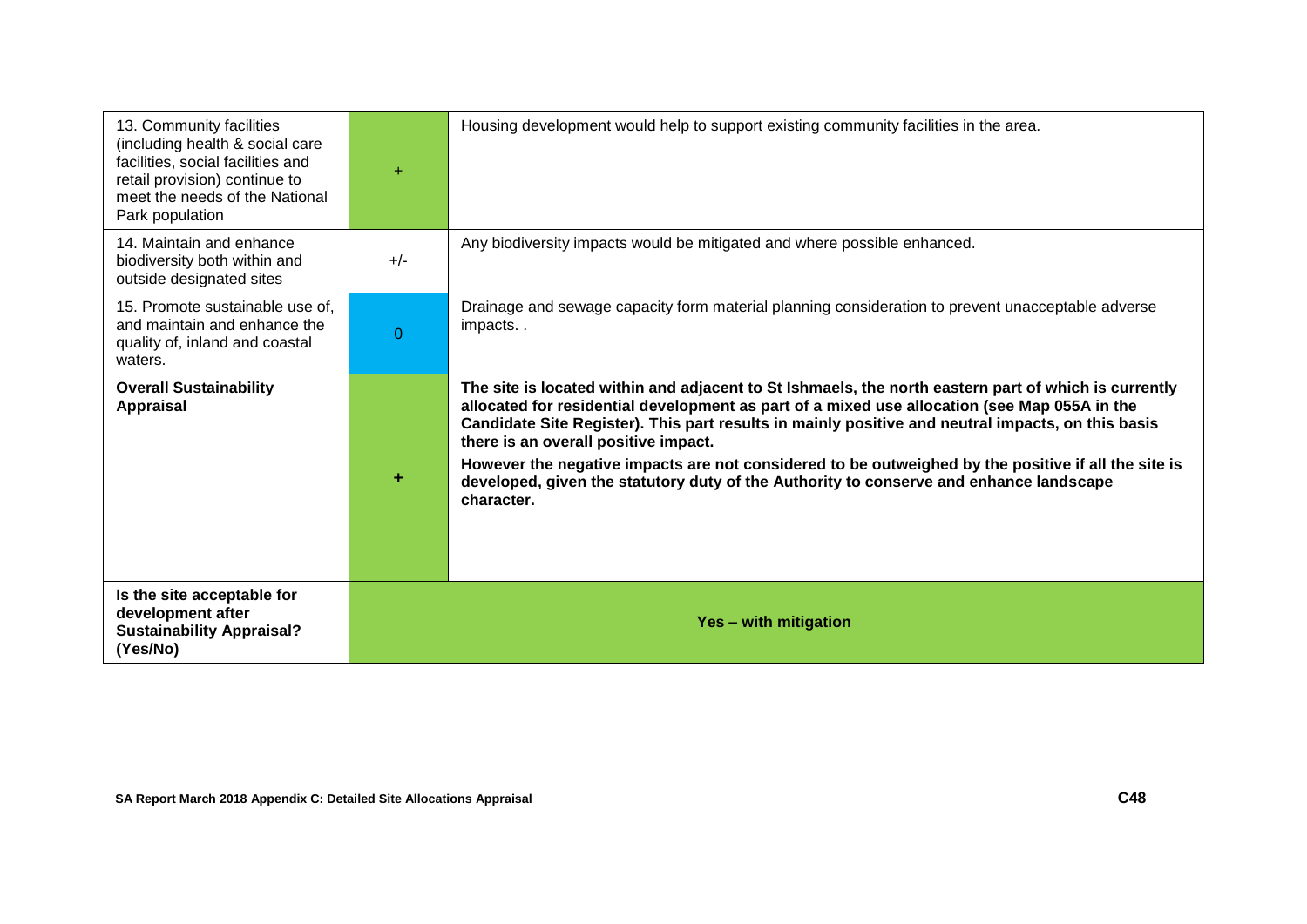| | | |
|---|---|---|
| 13. Community facilities (including health & social care facilities, social facilities and retail provision) continue to meet the needs of the National Park population | + | Housing development would help to support existing community facilities in the area. |
| 14. Maintain and enhance biodiversity both within and outside designated sites | +/- | Any biodiversity impacts would be mitigated and where possible enhanced. |
| 15. Promote sustainable use of, and maintain and enhance the quality of, inland and coastal waters. | 0 | Drainage and sewage capacity form material planning consideration to prevent unacceptable adverse impacts. . |
| **Overall Sustainability Appraisal** | **+** | **The site is located within and adjacent to St Ishmaels, the north eastern part of which is currently allocated for residential development as part of a mixed use allocation (see Map 055A in the Candidate Site Register). This part results in mainly positive and neutral impacts, on this basis there is an overall positive impact.** <br><br> **However the negative impacts are not considered to be outweighed by the positive if all the site is developed, given the statutory duty of the Authority to conserve and enhance landscape character.** |
| **Is the site acceptable for development after Sustainability Appraisal? (Yes/No)** | **Yes – with mitigation** | |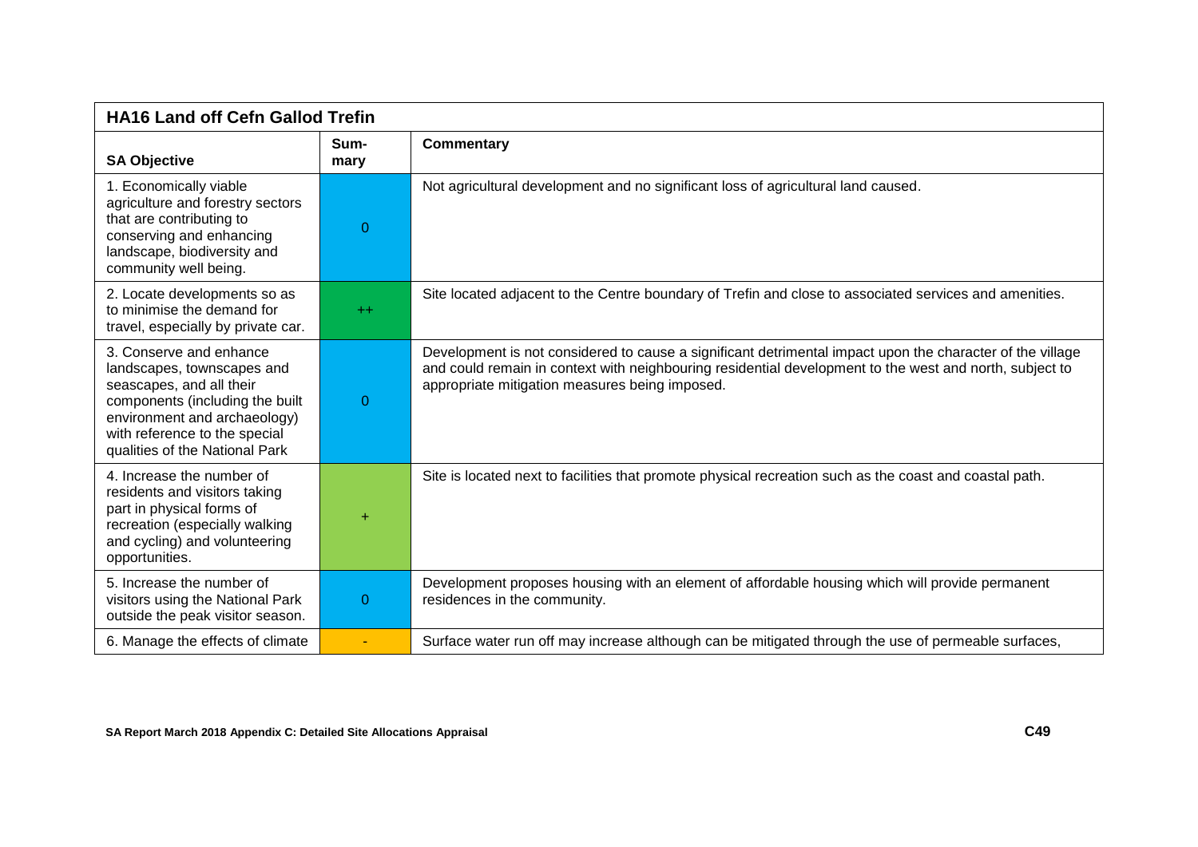| HA16 Land off Cefn Gallod Trefin | | |
|---|---|---|
| **SA Objective** | **Sum-mary** | **Commentary** |
| 1. Economically viable agriculture and forestry sectors that are contributing to conserving and enhancing landscape, biodiversity and community well being. | 0 | Not agricultural development and no significant loss of agricultural land caused. |
| 2. Locate developments so as to minimise the demand for travel, especially by private car. | ++ | Site located adjacent to the Centre boundary of Trefin and close to associated services and amenities. |
| 3. Conserve and enhance landscapes, townscapes and seascapes, and all their components (including the built environment and archaeology) with reference to the special qualities of the National Park | 0 | Development is not considered to cause a significant detrimental impact upon the character of the village and could remain in context with neighbouring residential development to the west and north, subject to appropriate mitigation measures being imposed. |
| 4. Increase the number of residents and visitors taking part in physical forms of recreation (especially walking and cycling) and volunteering opportunities. | + | Site is located next to facilities that promote physical recreation such as the coast and coastal path. |
| 5. Increase the number of visitors using the National Park outside the peak visitor season. | 0 | Development proposes housing with an element of affordable housing which will provide permanent residences in the community. |
| 6. Manage the effects of climate | - | Surface water run off may increase although can be mitigated through the use of permeable surfaces, |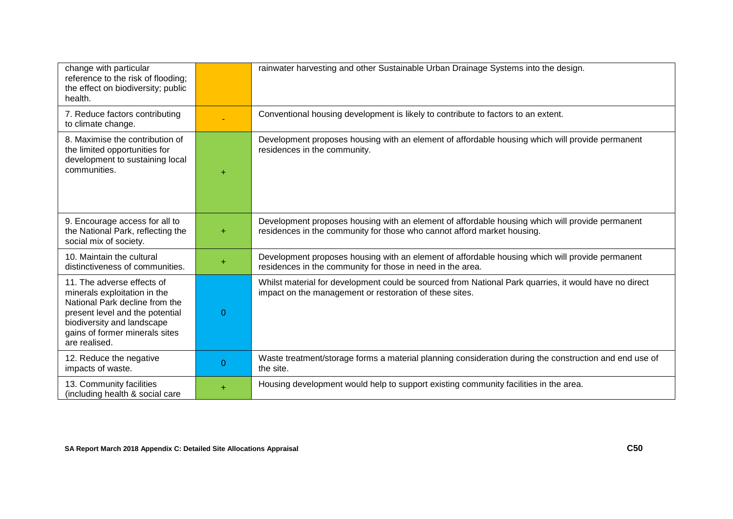| | | |
|---|---|---|
| change with particular reference to the risk of flooding; the effect on biodiversity; public health. | | rainwater harvesting and other Sustainable Urban Drainage Systems into the design. |
| 7. Reduce factors contributing to climate change. | - | Conventional housing development is likely to contribute to factors to an extent. |
| 8. Maximise the contribution of the limited opportunities for development to sustaining local communities. | + | Development proposes housing with an element of affordable housing which will provide permanent residences in the community. |
| 9. Encourage access for all to the National Park, reflecting the social mix of society. | + | Development proposes housing with an element of affordable housing which will provide permanent residences in the community for those who cannot afford market housing. |
| 10. Maintain the cultural distinctiveness of communities. | + | Development proposes housing with an element of affordable housing which will provide permanent residences in the community for those in need in the area. |
| 11. The adverse effects of minerals exploitation in the National Park decline from the present level and the potential biodiversity and landscape gains of former minerals sites are realised. | 0 | Whilst material for development could be sourced from National Park quarries, it would have no direct impact on the management or restoration of these sites. |
| 12. Reduce the negative impacts of waste. | 0 | Waste treatment/storage forms a material planning consideration during the construction and end use of the site. |
| 13. Community facilities (including health & social care | + | Housing development would help to support existing community facilities in the area. |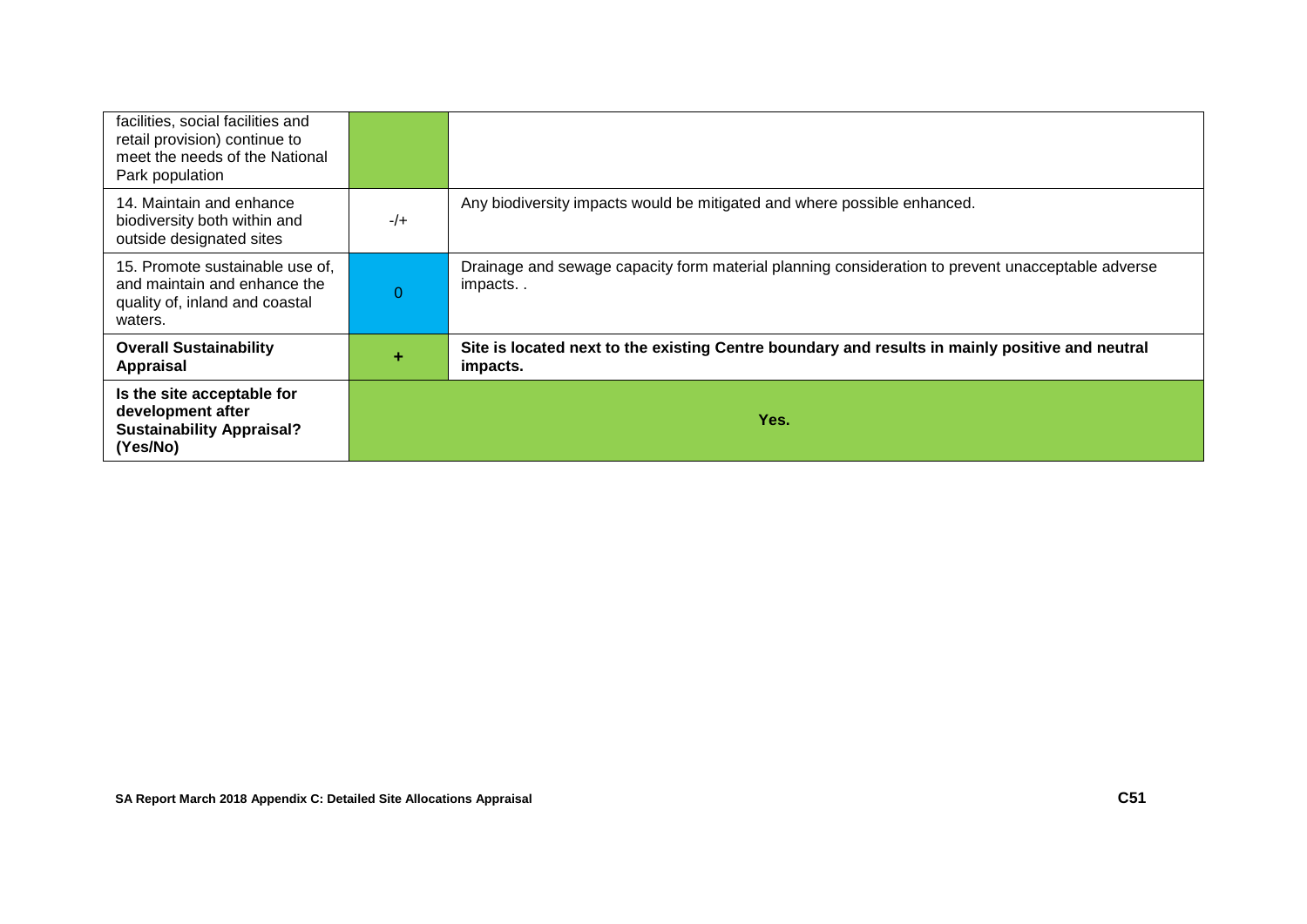| | | |
|---|---|---|
| facilities, social facilities and retail provision) continue to meet the needs of the National Park population | | |
| 14. Maintain and enhance biodiversity both within and outside designated sites | -/+ | Any biodiversity impacts would be mitigated and where possible enhanced. |
| 15. Promote sustainable use of, and maintain and enhance the quality of, inland and coastal waters. | 0 | Drainage and sewage capacity form material planning consideration to prevent unacceptable adverse impacts. . |
| **Overall Sustainability Appraisal** | **+** | **Site is located next to the existing Centre boundary and results in mainly positive and neutral impacts.** |
| **Is the site acceptable for development after Sustainability Appraisal? (Yes/No)** | **Yes.** | |